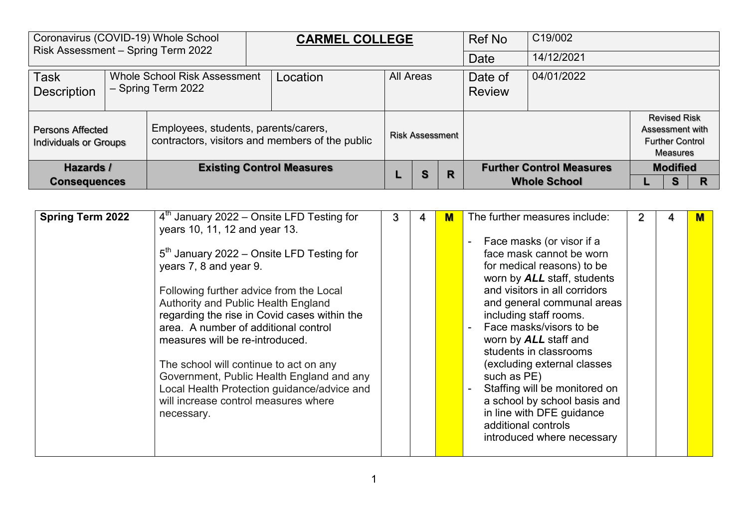| Coronavirus (COVID-19) Whole School Risk Assessment – Spring Term 2022 | **CARMEL COLLEGE** | Ref No | C19/002 |
|---|---|---|---|
| | | Date | 14/12/2021 |

| Task Description | Whole School Risk Assessment – Spring Term 2022 | Location | All Areas | Date of Review | 04/01/2022 |
|---|---|---|---|---|---|

| Persons Affected Individuals or Groups | Employees, students, parents/carers, contractors, visitors and members of the public | Risk Assessment | | | | Revised Risk Assessment with Further Control Measures | | |
|---|---|---|---|---|---|---|---|---|
| **Hazards / Consequences** | **Existing Control Measures** | **L** | **S** | **R** | **Further Control Measures Whole School** | **Modified** | | |
| | | | | | | **L** | **S** | **R** |
| **Spring Term 2022** | 4th January 2022 – Onsite LFD Testing for years 10, 11, 12 and year 13.<br><br>5th January 2022 – Onsite LFD Testing for years 7, 8 and year 9.<br><br>Following further advice from the Local Authority and Public Health England regarding the rise in Covid cases within the area. A number of additional control measures will be re-introduced.<br><br>The school will continue to act on any Government, Public Health England and any Local Health Protection guidance/advice and will increase control measures where necessary. | 3 | 4 | **M** | The further measures include:<br><br>- Face masks (or visor if a face mask cannot be worn for medical reasons) to be worn by ***ALL*** staff, students and visitors in all corridors and general communal areas including staff rooms.<br>- Face masks/visors to be worn by ***ALL*** staff and students in classrooms (excluding external classes such as PE)<br>- Staffing will be monitored on a school by school basis and in line with DFE guidance additional controls introduced where necessary | 2 | 4 | **M** |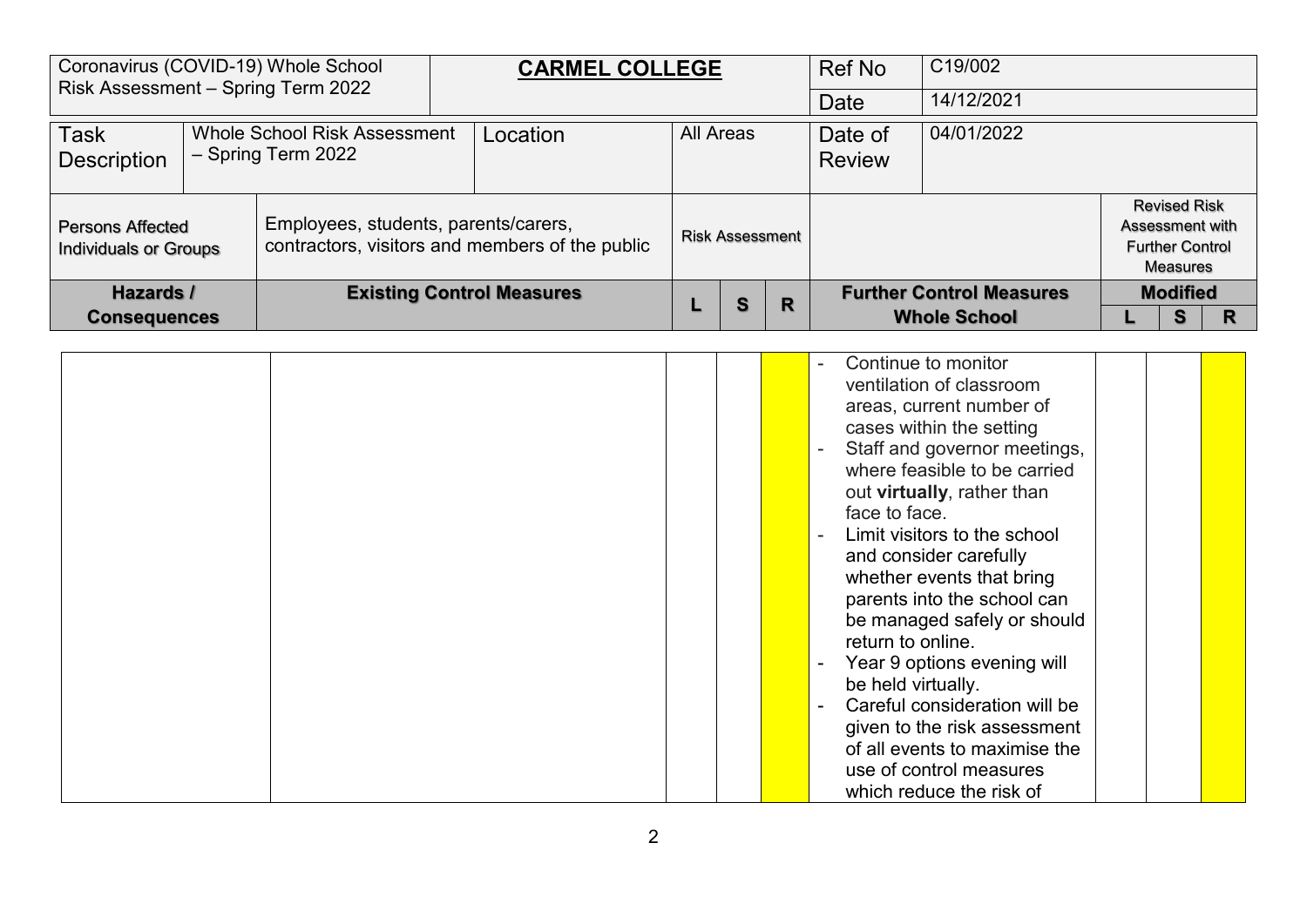| Coronavirus (COVID-19) Whole School Risk Assessment – Spring Term 2022 | | **CARMEL COLLEGE** | | | | Ref No | C19/002 | | | |
|---|---|---|---|---|---|---|---|---|---|---|
| | | | | | | Date | 14/12/2021 | | | |
| Task Description | Whole School Risk Assessment – Spring Term 2022 | Location | All Areas | | | Date of Review | 04/01/2022 | | | |
| Persons Affected Individuals or Groups | Employees, students, parents/carers, contractors, visitors and members of the public | | Risk Assessment | | | | | Revised Risk Assessment with Further Control Measures | | |
| **Hazards / Consequences** | **Existing Control Measures** | | **L** | **S** | **R** | **Further Control Measures Whole School** | | **Modified L** | **S** | **R** |
| | | | | | | - Continue to monitor ventilation of classroom areas, current number of cases within the setting<br>- Staff and governor meetings, where feasible to be carried out **virtually**, rather than face to face.<br>- Limit visitors to the school and consider carefully whether events that bring parents into the school can be managed safely or should return to online.<br>- Year 9 options evening will be held virtually.<br>- Careful consideration will be given to the risk assessment of all events to maximise the use of control measures which reduce the risk of | | | | |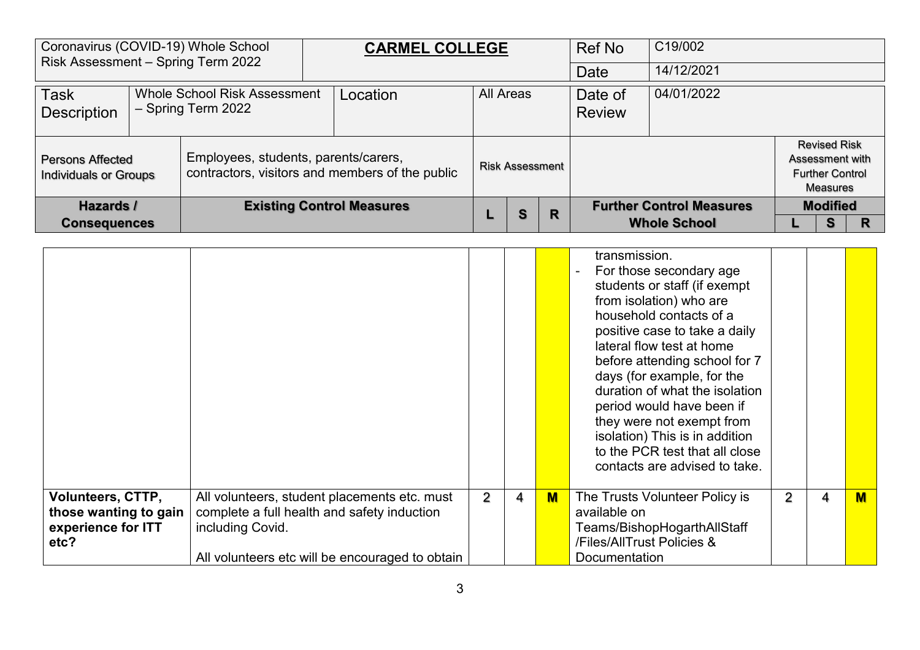| Coronavirus (COVID-19) Whole School Risk Assessment – Spring Term 2022 | | **CARMEL COLLEGE** | | | | | Ref No | C19/002 | | | |
|---|---|---|---|---|---|---|---|---|---|---|---|
| | | | | | | | Date | 14/12/2021 | | | |
| Task Description | Whole School Risk Assessment – Spring Term 2022 | Location | All Areas | | | | Date of Review | 04/01/2022 | | | |
| Persons Affected Individuals or Groups | Employees, students, parents/carers, contractors, visitors and members of the public | | Risk Assessment | | | | | | Revised Risk Assessment with Further Control Measures | | |
| **Hazards / Consequences** | **Existing Control Measures** | | **L** | **S** | **R** | | **Further Control Measures Whole School** | | **Modified L** | **S** | **R** |
| | | | | | | | transmission.<br>- For those secondary age students or staff (if exempt from isolation) who are household contacts of a positive case to take a daily lateral flow test at home before attending school for 7 days (for example, for the duration of what the isolation period would have been if they were not exempt from isolation) This is in addition to the PCR test that all close contacts are advised to take. | | | | |
| **Volunteers, CTTP, those wanting to gain experience for ITT etc?** | All volunteers, student placements etc. must complete a full health and safety induction including Covid.<br><br>All volunteers etc will be encouraged to obtain | | 2 | 4 | M | | The Trusts Volunteer Policy is available on Teams/BishopHogarthAllStaff /Files/AllTrust Policies & Documentation | | 2 | 4 | M |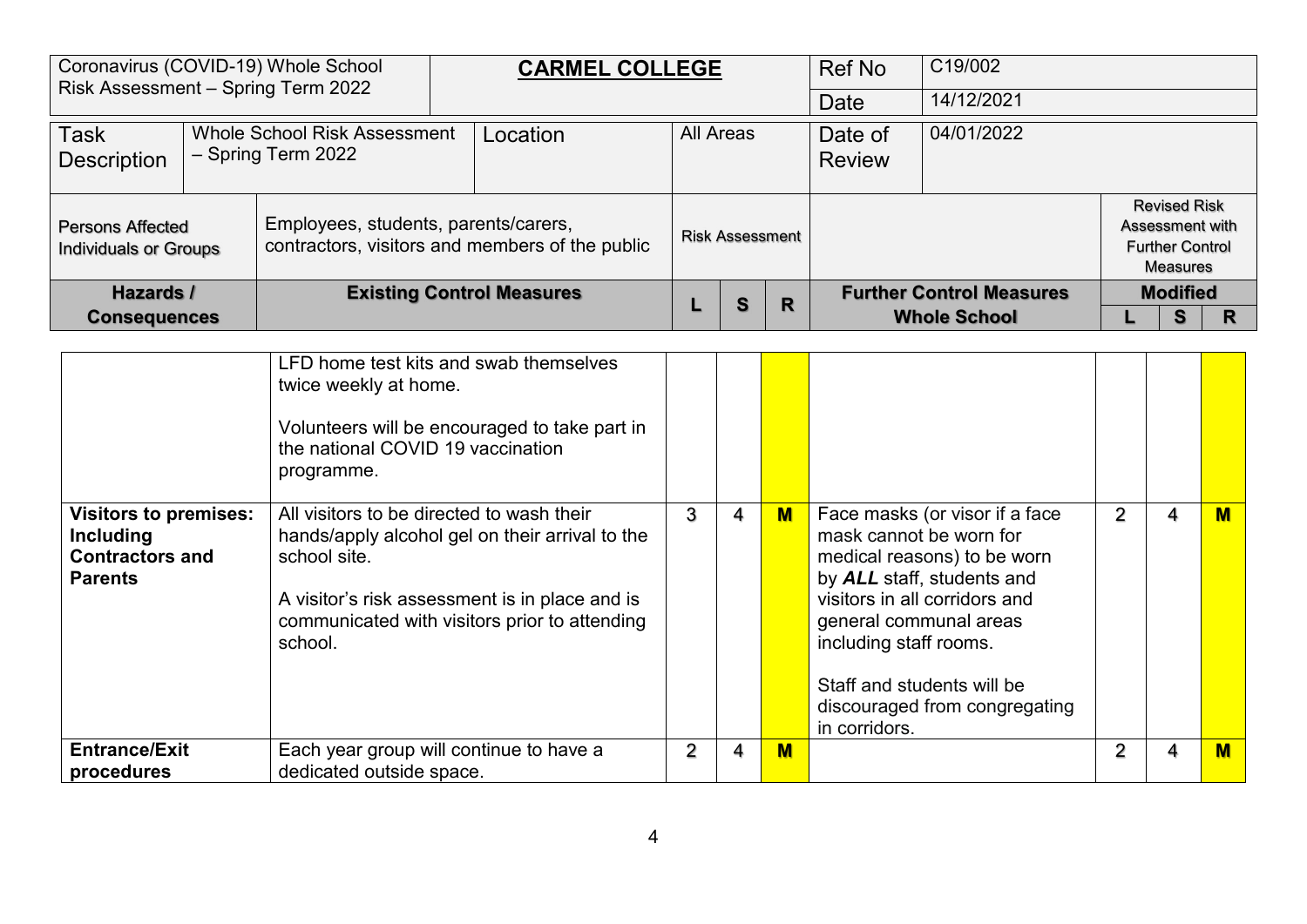| Coronavirus (COVID-19) Whole School Risk Assessment – Spring Term 2022 | | **CARMEL COLLEGE** | | | | | Ref No | C19/002 | | | |
|---|---|---|---|---|---|---|---|---|---|---|---|
| | | | | | | | Date | 14/12/2021 | | | |
| Task Description | Whole School Risk Assessment – Spring Term 2022 | Location | All Areas | | | | Date of Review | 04/01/2022 | | | |
| Persons Affected Individuals or Groups | Employees, students, parents/carers, contractors, visitors and members of the public | | Risk Assessment | | | | | | Revised Risk Assessment with Further Control Measures | | |
| **Hazards / Consequences** | **Existing Control Measures** | | **L** | **S** | **R** | | **Further Control Measures Whole School** | | **Modified L** | **S** | **R** |

| Hazards / Consequences | Existing Control Measures | L | S | R | Further Control Measures Whole School | L | S | R |
|---|---|---|---|---|---|---|---|---|
| | LFD home test kits and swab themselves twice weekly at home.<br><br>Volunteers will be encouraged to take part in the national COVID 19 vaccination programme. | | | | | | | |
| **Visitors to premises: Including Contractors and Parents** | All visitors to be directed to wash their hands/apply alcohol gel on their arrival to the school site.<br><br>A visitor's risk assessment is in place and is communicated with visitors prior to attending school. | 3 | 4 | **M** | Face masks (or visor if a face mask cannot be worn for medical reasons) to be worn by ***ALL*** staff, students and visitors in all corridors and general communal areas including staff rooms.<br><br>Staff and students will be discouraged from congregating in corridors. | 2 | 4 | **M** |
| **Entrance/Exit procedures** | Each year group will continue to have a dedicated outside space. | 2 | 4 | **M** | | 2 | 4 | **M** |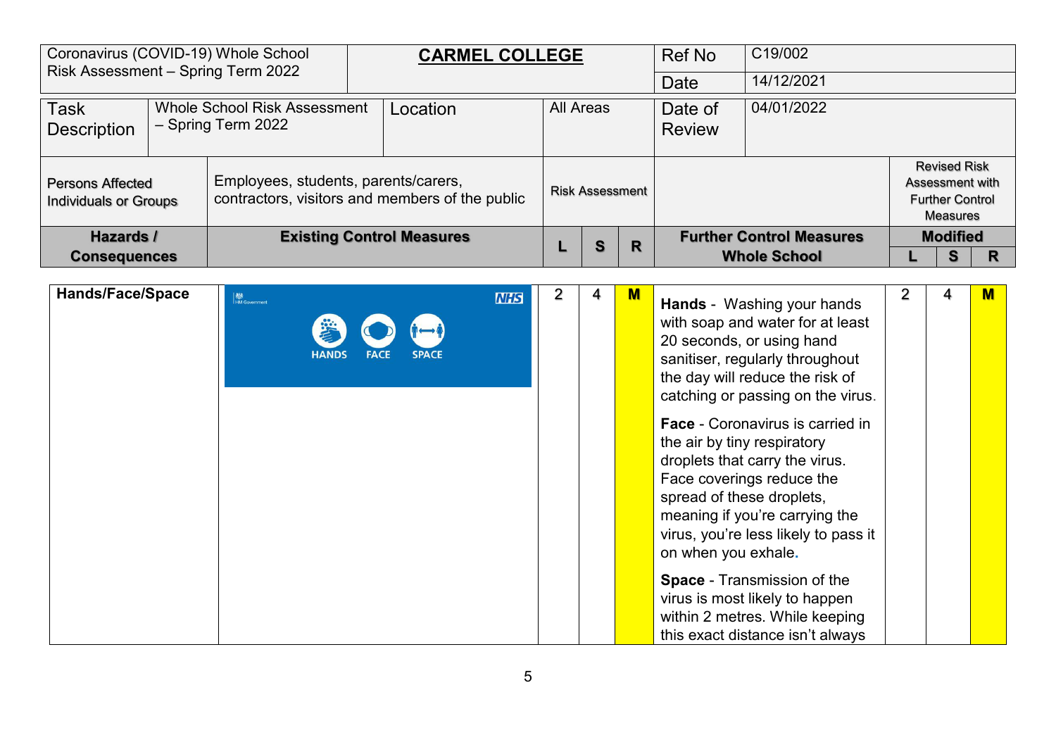| Coronavirus (COVID-19) Whole School Risk Assessment – Spring Term 2022 | | **CARMEL COLLEGE** | | | | Ref No | C19/002 | | | |
|---|---|---|---|---|---|---|---|---|---|---|
| | | | | | | Date | 14/12/2021 | | | |
| Task Description | Whole School Risk Assessment – Spring Term 2022 | Location | All Areas | | | Date of Review | 04/01/2022 | | | |
| Persons Affected Individuals or Groups | | Employees, students, parents/carers, contractors, visitors and members of the public | Risk Assessment | | | | | Revised Risk Assessment with Further Control Measures | | |
| **Hazards / Consequences** | | **Existing Control Measures** | **L** | **S** | **R** | **Further Control Measures Whole School** | | **Modified L** | **S** | **R** |
| **Hands/Face/Space** | | HM Government NHS HANDS FACE SPACE | 2 | 4 | M | **Hands** - Washing your hands with soap and water for at least 20 seconds, or using hand sanitiser, regularly throughout the day will reduce the risk of catching or passing on the virus.<br><br>**Face** - Coronavirus is carried in the air by tiny respiratory droplets that carry the virus. Face coverings reduce the spread of these droplets, meaning if you're carrying the virus, you're less likely to pass it on when you exhale.<br><br>**Space** - Transmission of the virus is most likely to happen within 2 metres. While keeping this exact distance isn't always | | 2 | 4 | M |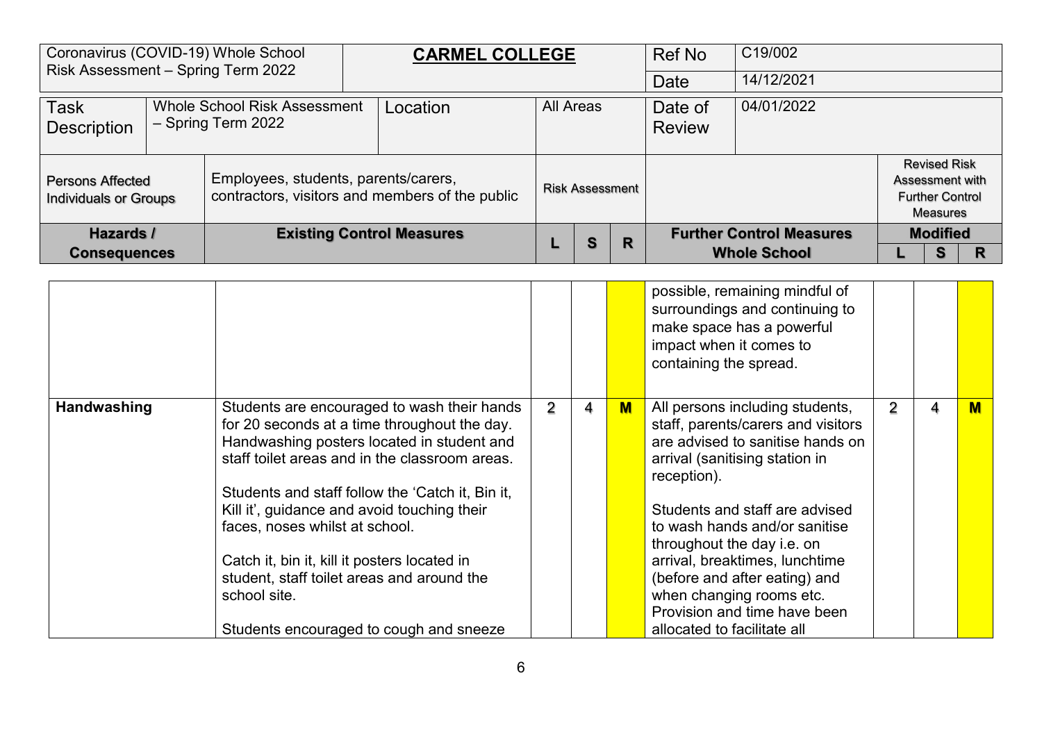| Coronavirus (COVID-19) Whole School Risk Assessment – Spring Term 2022 | | **CARMEL COLLEGE** | | | | Ref No | C19/002 | | | |
|---|---|---|---|---|---|---|---|---|---|---|
| | | | | | | Date | 14/12/2021 | | | |
| Task Description | Whole School Risk Assessment – Spring Term 2022 | Location | All Areas | | | Date of Review | 04/01/2022 | | | |
| Persons Affected Individuals or Groups | Employees, students, parents/carers, contractors, visitors and members of the public | | Risk Assessment | | | | | Revised Risk Assessment with Further Control Measures | | |
| **Hazards / Consequences** | **Existing Control Measures** | | **L** | **S** | **R** | **Further Control Measures Whole School** | | **Modified** | | |
| | | | | | | | | **L** | **S** | **R** |

| Hazards / Consequences | Existing Control Measures | L | S | R | Further Control Measures Whole School | L | S | R |
|---|---|---|---|---|---|---|---|---|
| | | | | | possible, remaining mindful of surroundings and continuing to make space has a powerful impact when it comes to containing the spread. | | | |
| **Handwashing** | Students are encouraged to wash their hands for 20 seconds at a time throughout the day. Handwashing posters located in student and staff toilet areas and in the classroom areas.<br><br>Students and staff follow the 'Catch it, Bin it, Kill it', guidance and avoid touching their faces, noses whilst at school.<br><br>Catch it, bin it, kill it posters located in student, staff toilet areas and around the school site.<br><br>Students encouraged to cough and sneeze | 2 | 4 | **M** | All persons including students, staff, parents/carers and visitors are advised to sanitise hands on arrival (sanitising station in reception).<br><br>Students and staff are advised to wash hands and/or sanitise throughout the day i.e. on arrival, breaktimes, lunchtime (before and after eating) and when changing rooms etc. Provision and time have been allocated to facilitate all | 2 | 4 | **M** |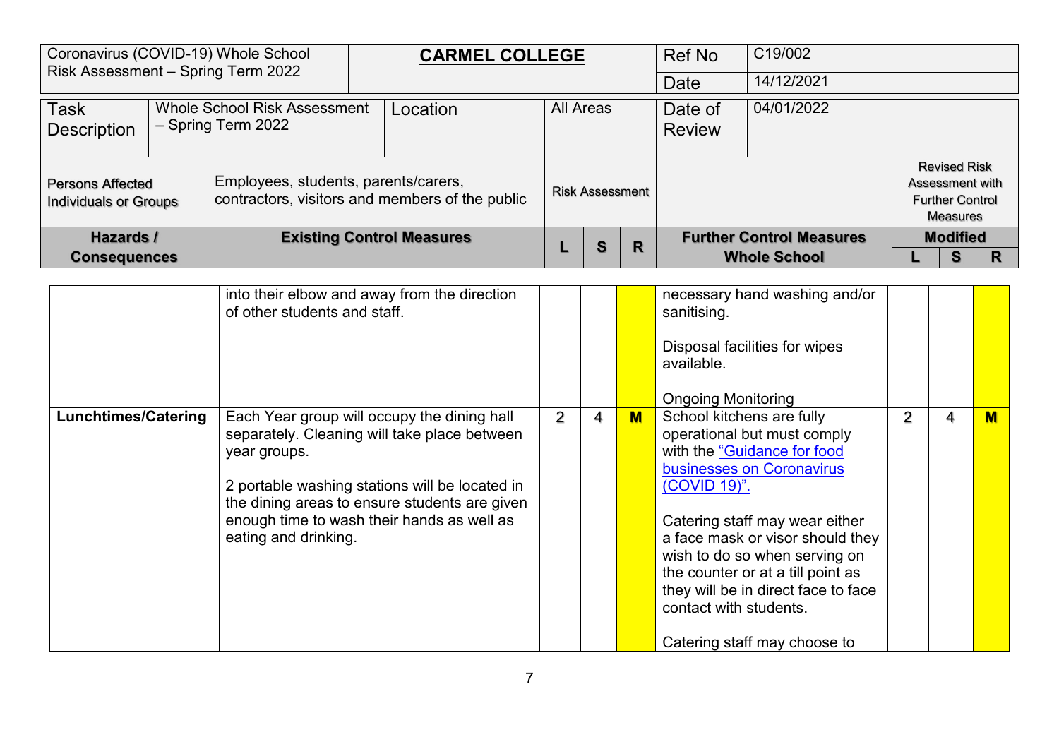| Coronavirus (COVID-19) Whole School Risk Assessment – Spring Term 2022 | **CARMEL COLLEGE** | | | | Ref No | C19/002 | | | |
|---|---|---|---|---|---|---|---|---|---|
| | | | | | Date | 14/12/2021 | | | |
| Task Description | Whole School Risk Assessment – Spring Term 2022 | Location | All Areas | | Date of Review | 04/01/2022 | | | |
| Persons Affected Individuals or Groups | Employees, students, parents/carers, contractors, visitors and members of the public | | Risk Assessment | | | | Revised Risk Assessment with Further Control Measures | | |
| **Hazards / Consequences** | **Existing Control Measures** | **L** | **S** | **R** | **Further Control Measures Whole School** | | **Modified L** | **S** | **R** |
| | into their elbow and away from the direction of other students and staff. | | | | necessary hand washing and/or sanitising.<br><br>Disposal facilities for wipes available.<br><br>Ongoing Monitoring | | | | |
| **Lunchtimes/Catering** | Each Year group will occupy the dining hall separately. Cleaning will take place between year groups.<br><br>2 portable washing stations will be located in the dining areas to ensure students are given enough time to wash their hands as well as eating and drinking. | 2 | 4 | **M** | School kitchens are fully operational but must comply with the "Guidance for food businesses on Coronavirus (COVID 19)".<br><br>Catering staff may wear either a face mask or visor should they wish to do so when serving on the counter or at a till point as they will be in direct face to face contact with students.<br><br>Catering staff may choose to | | 2 | 4 | **M** |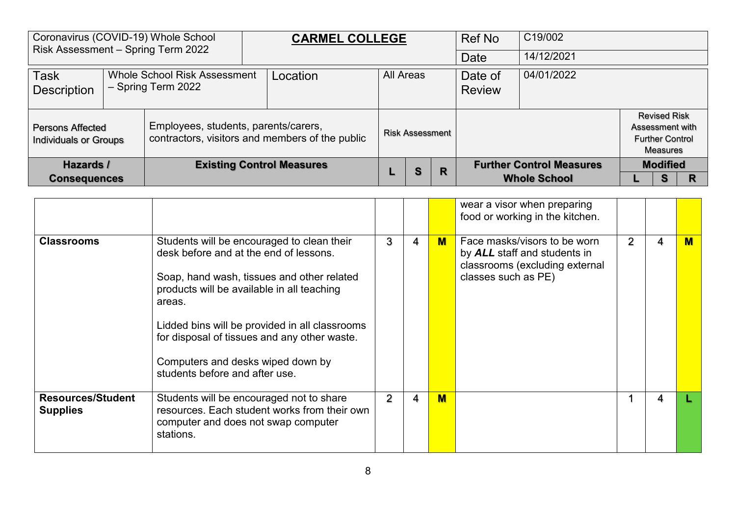| Coronavirus (COVID-19) Whole School Risk Assessment – Spring Term 2022 | | **CARMEL COLLEGE** | | | | Ref No | C19/002 | | | |
|---|---|---|---|---|---|---|---|---|---|---|
| | | | | | | Date | 14/12/2021 | | | |
| Task Description | Whole School Risk Assessment – Spring Term 2022 | Location | All Areas | | | Date of Review | 04/01/2022 | | | |
| Persons Affected Individuals or Groups | Employees, students, parents/carers, contractors, visitors and members of the public | | Risk Assessment | | | | | Revised Risk Assessment with Further Control Measures | | |
| **Hazards / Consequences** | **Existing Control Measures** | | **L** | **S** | **R** | **Further Control Measures Whole School** | | **Modified L** | **S** | **R** |
| | | | | | | wear a visor when preparing food or working in the kitchen. | | | | |
| **Classrooms** | Students will be encouraged to clean their desk before and at the end of lessons.<br><br>Soap, hand wash, tissues and other related products will be available in all teaching areas.<br><br>Lidded bins will be provided in all classrooms for disposal of tissues and any other waste.<br><br>Computers and desks wiped down by students before and after use. | | 3 | 4 | **M** | Face masks/visors to be worn by ***ALL*** staff and students in classrooms (excluding external classes such as PE) | | 2 | 4 | **M** |
| **Resources/Student Supplies** | Students will be encouraged not to share resources. Each student works from their own computer and does not swap computer stations. | | 2 | 4 | **M** | | | 1 | 4 | **L** |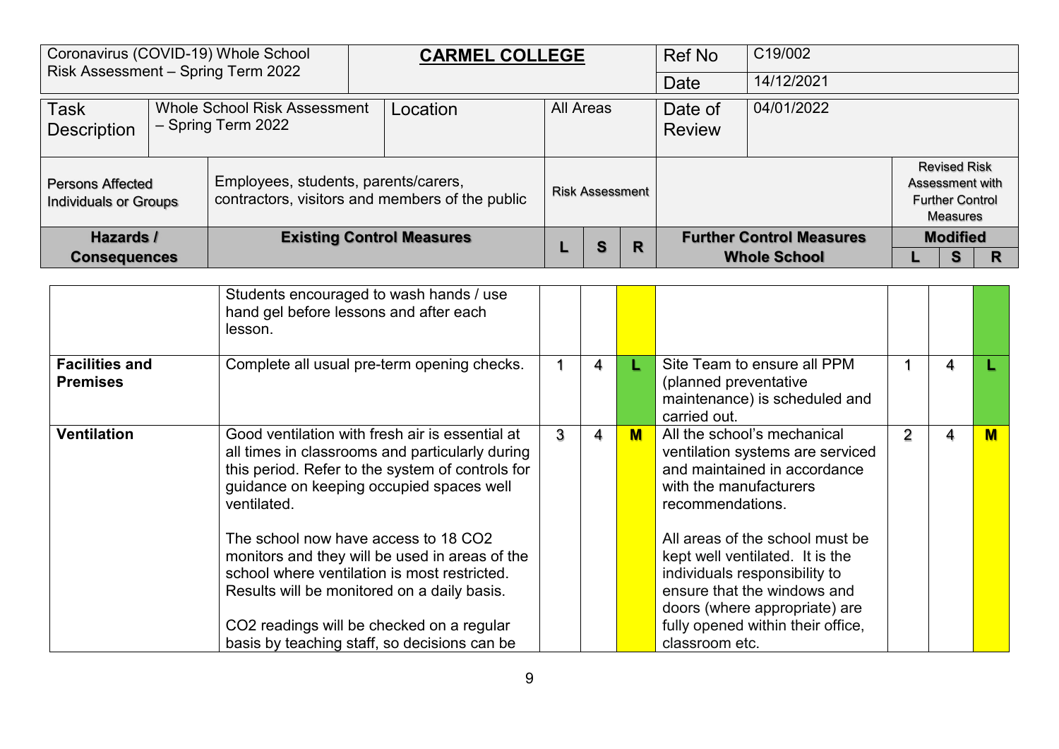| Coronavirus (COVID-19) Whole School Risk Assessment – Spring Term 2022 | | **CARMEL COLLEGE** | | | | Ref No | C19/002 | | | |
|---|---|---|---|---|---|---|---|---|---|---|
| | | | | | | Date | 14/12/2021 | | | |
| Task Description | Whole School Risk Assessment – Spring Term 2022 | Location | All Areas | | | Date of Review | 04/01/2022 | | | |
| Persons Affected Individuals or Groups | Employees, students, parents/carers, contractors, visitors and members of the public | | Risk Assessment | | | | | Revised Risk Assessment with Further Control Measures | | |
| **Hazards / Consequences** | **Existing Control Measures** | | **L** | **S** | **R** | **Further Control Measures Whole School** | | **Modified** | | |
| | | | | | | | | **L** | **S** | **R** |
| | Students encouraged to wash hands / use hand gel before lessons and after each lesson. | | | | | | | | | |
| **Facilities and Premises** | Complete all usual pre-term opening checks. | | 1 | 4 | L | Site Team to ensure all PPM (planned preventative maintenance) is scheduled and carried out. | | 1 | 4 | L |
| **Ventilation** | Good ventilation with fresh air is essential at all times in classrooms and particularly during this period. Refer to the system of controls for guidance on keeping occupied spaces well ventilated.<br><br>The school now have access to 18 $CO_2$ monitors and they will be used in areas of the school where ventilation is most restricted. Results will be monitored on a daily basis.<br><br>$CO_2$ readings will be checked on a regular basis by teaching staff, so decisions can be | | 3 | 4 | M | All the school's mechanical ventilation systems are serviced and maintained in accordance with the manufacturers recommendations.<br><br>All areas of the school must be kept well ventilated. It is the individuals responsibility to ensure that the windows and doors (where appropriate) are fully opened within their office, classroom etc. | | 2 | 4 | M |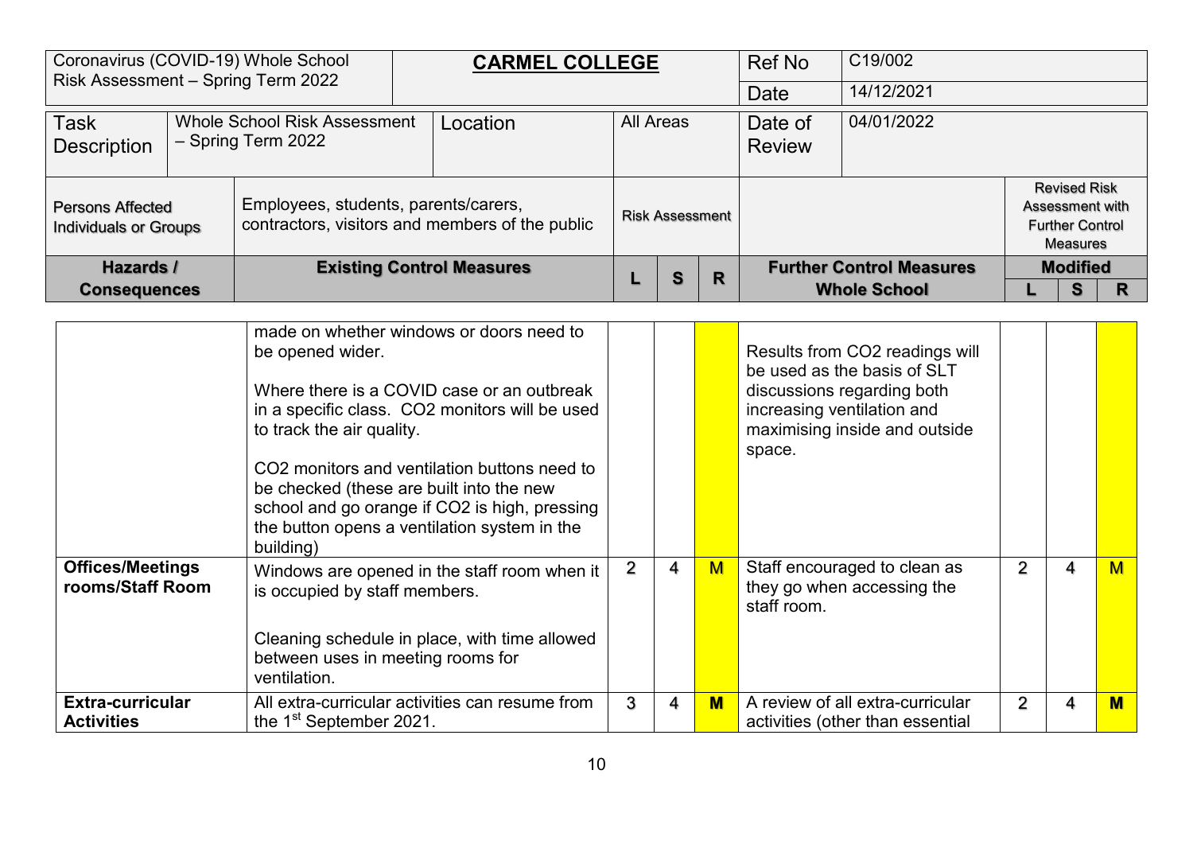| Coronavirus (COVID-19) Whole School Risk Assessment – Spring Term 2022 | | **CARMEL COLLEGE** | | | | Ref No | C19/002 | | | |
|---|---|---|---|---|---|---|---|---|---|---|
| | | | | | | Date | 14/12/2021 | | | |
| Task Description | Whole School Risk Assessment – Spring Term 2022 | Location | All Areas | | | Date of Review | 04/01/2022 | | | |
| Persons Affected Individuals or Groups | Employees, students, parents/carers, contractors, visitors and members of the public | | Risk Assessment | | | | | Revised Risk Assessment with Further Control Measures | | |
| **Hazards / Consequences** | **Existing Control Measures** | | **L** | **S** | **R** | **Further Control Measures Whole School** | | **Modified L** | **S** | **R** |

| Hazards / Consequences | Existing Control Measures | L | S | R | Further Control Measures Whole School | L | S | R |
|---|---|---|---|---|---|---|---|---|
| | made on whether windows or doors need to be opened wider.<br><br>Where there is a COVID case or an outbreak in a specific class. CO2 monitors will be used to track the air quality.<br><br>CO2 monitors and ventilation buttons need to be checked (these are built into the new school and go orange if CO2 is high, pressing the button opens a ventilation system in the building) | | | | Results from CO2 readings will be used as the basis of SLT discussions regarding both increasing ventilation and maximising inside and outside space. | | | |
| **Offices/Meetings rooms/Staff Room** | Windows are opened in the staff room when it is occupied by staff members.<br><br>Cleaning schedule in place, with time allowed between uses in meeting rooms for ventilation. | 2 | 4 | M | Staff encouraged to clean as they go when accessing the staff room. | 2 | 4 | M |
| **Extra-curricular Activities** | All extra-curricular activities can resume from the 1st September 2021. | 3 | 4 | **M** | A review of all extra-curricular activities (other than essential | 2 | 4 | **M** |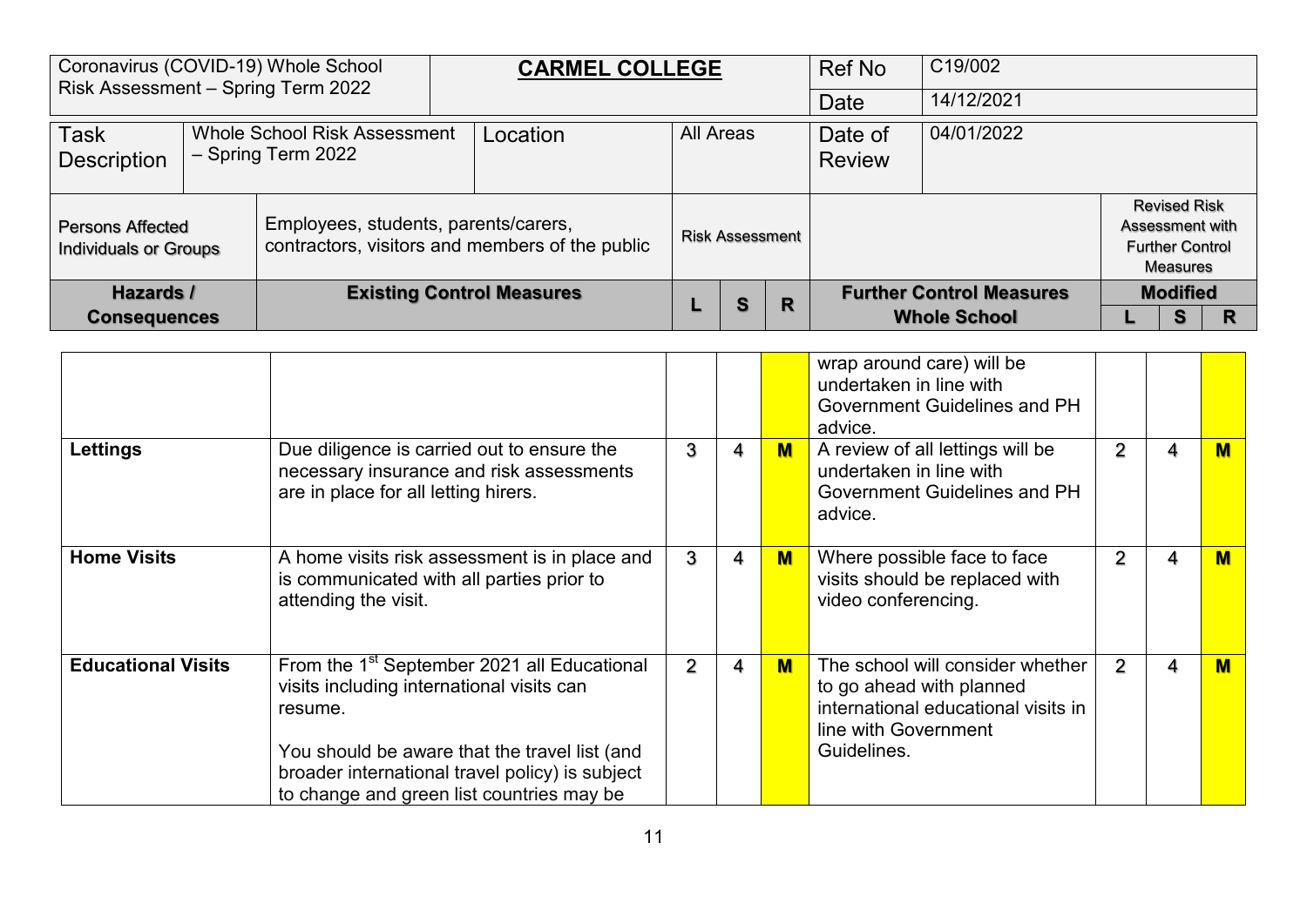| Coronavirus (COVID-19) Whole School Risk Assessment – Spring Term 2022 | **CARMEL COLLEGE** | | | | Ref No | C19/002 | | | |
|---|---|---|---|---|---|---|---|---|---|
| | | | | | Date | 14/12/2021 | | | |
| Task Description | Whole School Risk Assessment – Spring Term 2022 | Location | All Areas | | Date of Review | 04/01/2022 | | | |
| Persons Affected Individuals or Groups | Employees, students, parents/carers, contractors, visitors and members of the public | | Risk Assessment | | | | Revised Risk Assessment with Further Control Measures | | |
| **Hazards / Consequences** | **Existing Control Measures** | **L** | **S** | **R** | **Further Control Measures Whole School** | | **Modified** | | |
| | | | | | | | **L** | **S** | **R** |

| Hazards / Consequences | Existing Control Measures | L | S | R | Further Control Measures Whole School | L | S | R |
|---|---|---|---|---|---|---|---|---|
| | | | | | wrap around care) will be undertaken in line with Government Guidelines and PH advice. | | | |
| **Lettings** | Due diligence is carried out to ensure the necessary insurance and risk assessments are in place for all letting hirers. | 3 | 4 | **M** | A review of all lettings will be undertaken in line with Government Guidelines and PH advice. | 2 | 4 | **M** |
| **Home Visits** | A home visits risk assessment is in place and is communicated with all parties prior to attending the visit. | 3 | 4 | **M** | Where possible face to face visits should be replaced with video conferencing. | 2 | 4 | **M** |
| **Educational Visits** | From the 1st September 2021 all Educational visits including international visits can resume.<br><br>You should be aware that the travel list (and broader international travel policy) is subject to change and green list countries may be | 2 | 4 | **M** | The school will consider whether to go ahead with planned international educational visits in line with Government Guidelines. | 2 | 4 | **M** |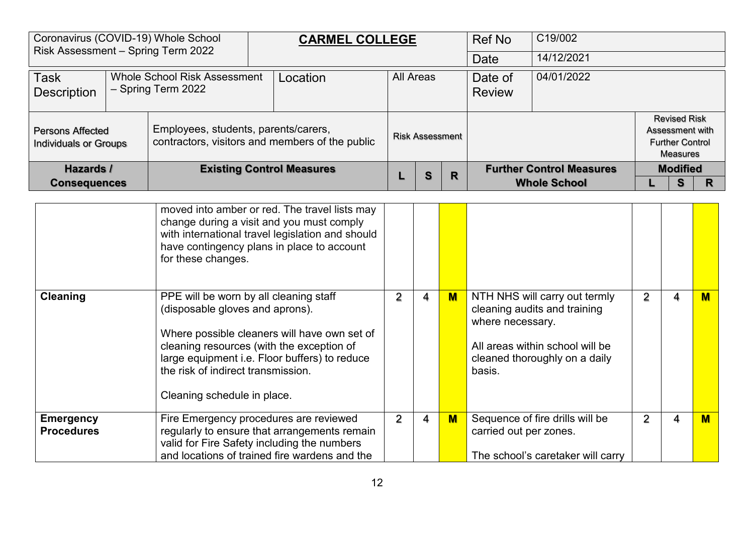| Coronavirus (COVID-19) Whole School Risk Assessment – Spring Term 2022 | | **CARMEL COLLEGE** | | | | Ref No | C19/002 | | | |
|---|---|---|---|---|---|---|---|---|---|---|
| | | | | | | Date | 14/12/2021 | | | |
| Task Description | Whole School Risk Assessment – Spring Term 2022 | Location | All Areas | | | Date of Review | 04/01/2022 | | | |
| Persons Affected Individuals or Groups | Employees, students, parents/carers, contractors, visitors and members of the public | | Risk Assessment | | | | | Revised Risk Assessment with Further Control Measures | | |
| **Hazards / Consequences** | **Existing Control Measures** | | **L** | **S** | **R** | **Further Control Measures Whole School** | | **Modified L** | **S** | **R** |
| | moved into amber or red. The travel lists may change during a visit and you must comply with international travel legislation and should have contingency plans in place to account for these changes. | | | | | | | | | |
| **Cleaning** | PPE will be worn by all cleaning staff (disposable gloves and aprons).<br><br>Where possible cleaners will have own set of cleaning resources (with the exception of large equipment i.e. Floor buffers) to reduce the risk of indirect transmission.<br><br>Cleaning schedule in place. | | 2 | 4 | **M** | NTH NHS will carry out termly cleaning audits and training where necessary.<br><br>All areas within school will be cleaned thoroughly on a daily basis. | | 2 | 4 | **M** |
| **Emergency Procedures** | Fire Emergency procedures are reviewed regularly to ensure that arrangements remain valid for Fire Safety including the numbers and locations of trained fire wardens and the | | 2 | 4 | **M** | Sequence of fire drills will be carried out per zones.<br><br>The school's caretaker will carry | | 2 | 4 | **M** |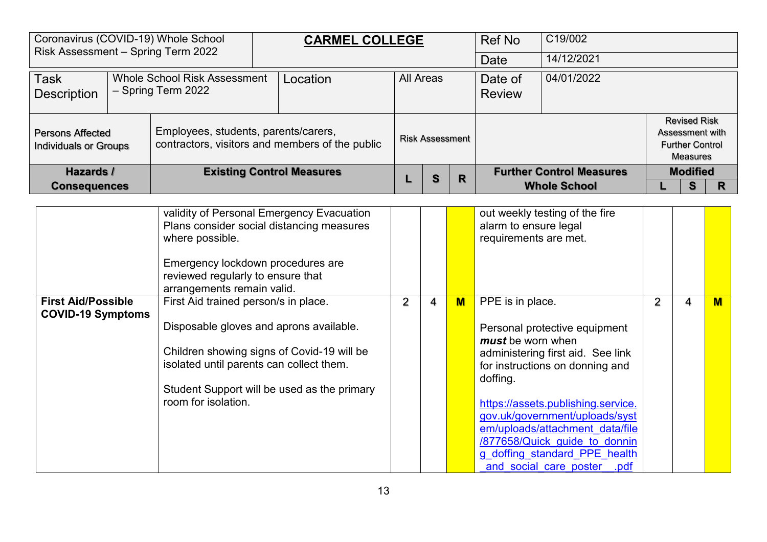| Coronavirus (COVID-19) Whole School Risk Assessment – Spring Term 2022 | **CARMEL COLLEGE** | Ref No | C19/002 |
|---|---|---|---|
| | | Date | 14/12/2021 |

| Task Description | Whole School Risk Assessment – Spring Term 2022 | Location | All Areas | Date of Review | 04/01/2022 |
|---|---|---|---|---|---|

| Persons Affected Individuals or Groups | Employees, students, parents/carers, contractors, visitors and members of the public | Risk Assessment | | | | Revised Risk Assessment with Further Control Measures | | |
|---|---|---|---|---|---|---|---|---|
| **Hazards / Consequences** | **Existing Control Measures** | **L** | **S** | **R** | **Further Control Measures Whole School** | **Modified L** | **S** | **R** |
| | validity of Personal Emergency Evacuation Plans consider social distancing measures where possible.<br><br>Emergency lockdown procedures are reviewed regularly to ensure that arrangements remain valid. | | | | out weekly testing of the fire alarm to ensure legal requirements are met. | | | |
| **First Aid/Possible COVID-19 Symptoms** | First Aid trained person/s in place.<br><br>Disposable gloves and aprons available.<br><br>Children showing signs of Covid-19 will be isolated until parents can collect them.<br><br>Student Support will be used as the primary room for isolation. | 2 | 4 | **M** | PPE is in place.<br><br>Personal protective equipment ***must*** be worn when administering first aid. See link for instructions on donning and doffing.<br><br>https://assets.publishing.service.gov.uk/government/uploads/system/uploads/attachment_data/file/877658/Quick_guide_to_donning_doffing_standard_PPE_health_and_social_care_poster__.pdf | 2 | 4 | **M** |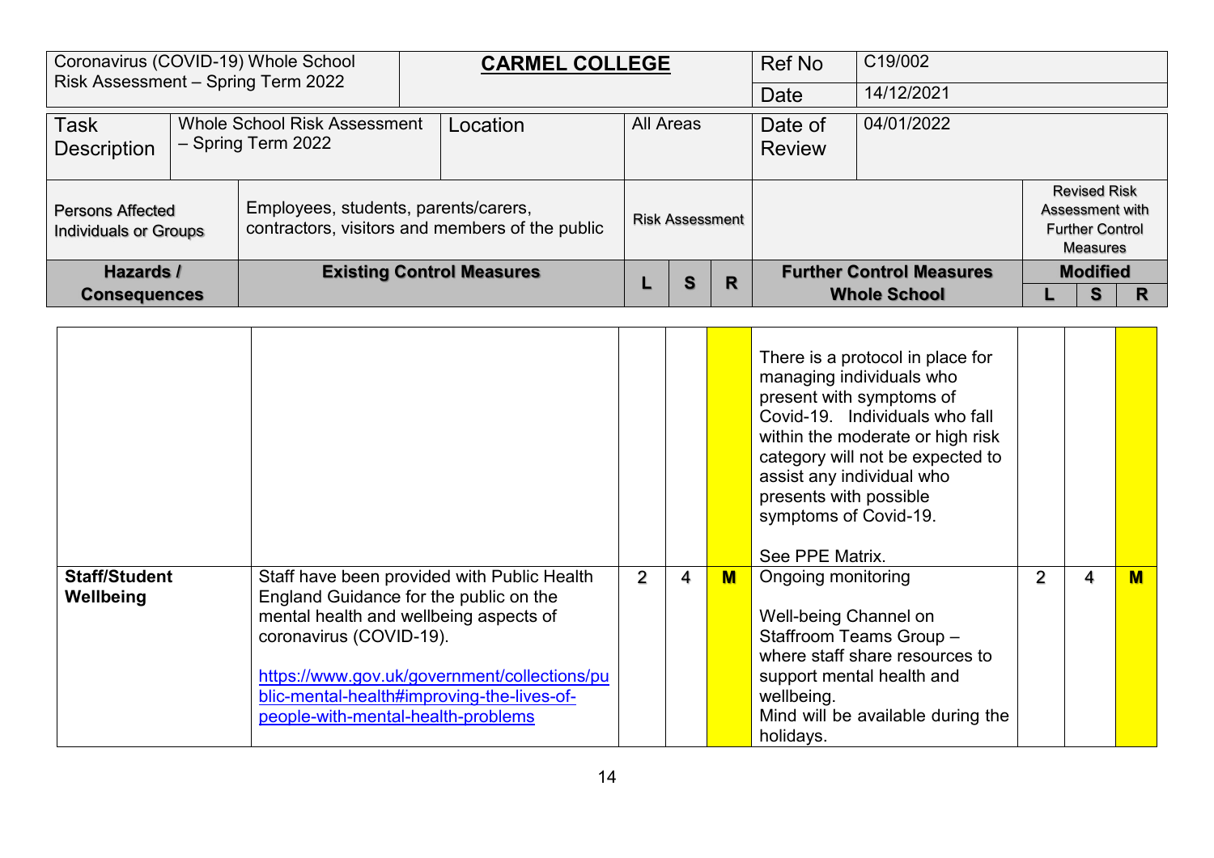| Coronavirus (COVID-19) Whole School Risk Assessment – Spring Term 2022 | **CARMEL COLLEGE** | Ref No | C19/002 |
|---|---|---|---|
| | | Date | 14/12/2021 |

| Task Description | Whole School Risk Assessment – Spring Term 2022 | Location | All Areas | Date of Review | 04/01/2022 |
|---|---|---|---|---|---|

| Persons Affected Individuals or Groups | Employees, students, parents/carers, contractors, visitors and members of the public | Risk Assessment | | | | Revised Risk Assessment with Further Control Measures | | |
|---|---|---|---|---|---|---|---|---|
| **Hazards / Consequences** | **Existing Control Measures** | **L** | **S** | **R** | **Further Control Measures Whole School** | **Modified L** | **S** | **R** |
| | | | | | There is a protocol in place for managing individuals who present with symptoms of Covid-19. Individuals who fall within the moderate or high risk category will not be expected to assist any individual who presents with possible symptoms of Covid-19.<br><br>See PPE Matrix. | | | |
| **Staff/Student Wellbeing** | Staff have been provided with Public Health England Guidance for the public on the mental health and wellbeing aspects of coronavirus (COVID-19).<br><br>https://www.gov.uk/government/collections/public-mental-health#improving-the-lives-of-people-with-mental-health-problems | 2 | 4 | **M** | Ongoing monitoring<br><br>Well-being Channel on Staffroom Teams Group – where staff share resources to support mental health and wellbeing.<br>Mind will be available during the holidays. | 2 | 4 | **M** |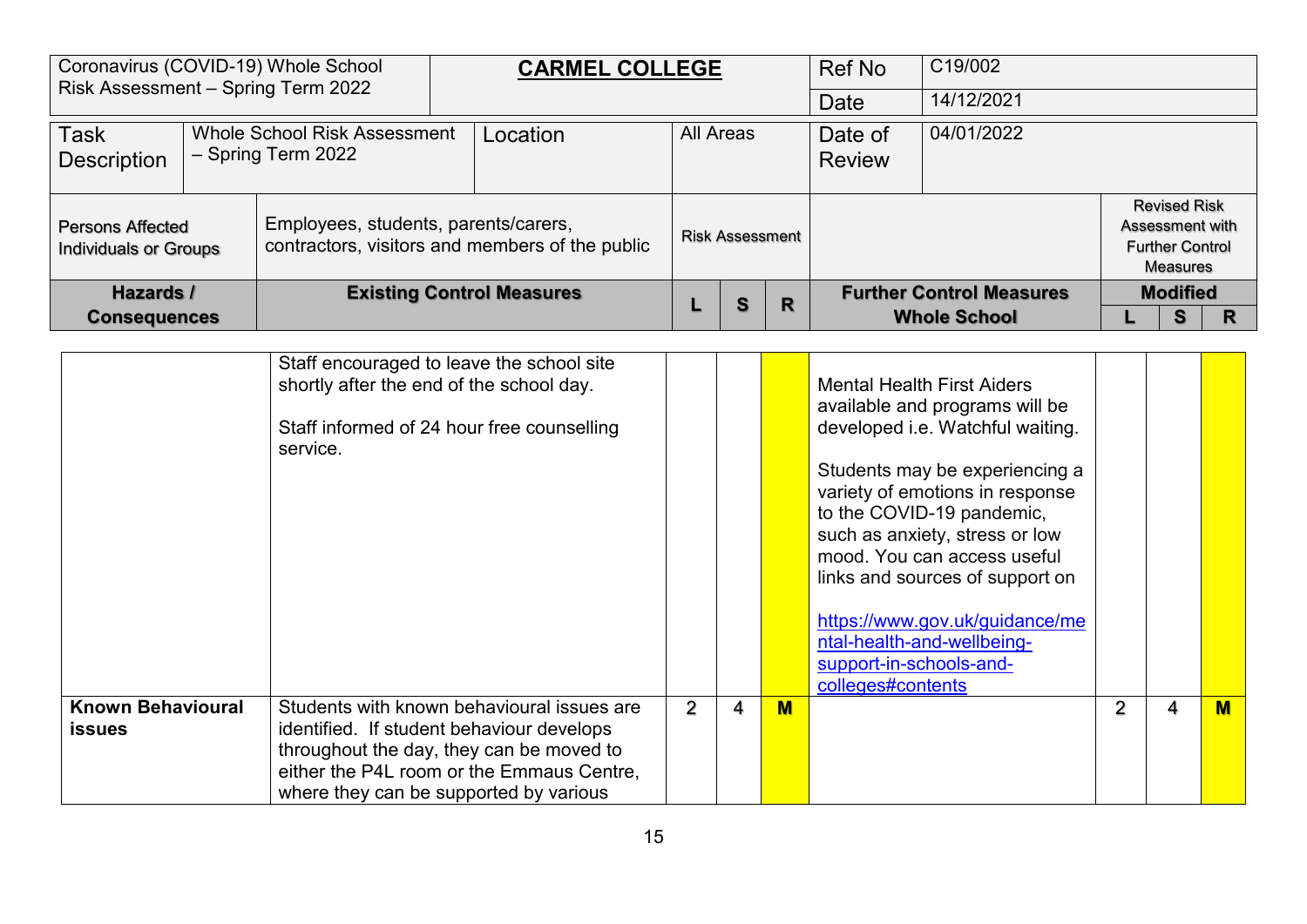| Coronavirus (COVID-19) Whole School Risk Assessment – Spring Term 2022 | **CARMEL COLLEGE** | Ref No | C19/002 |
|---|---|---|---|
| | | Date | 14/12/2021 |

| Task Description | Whole School Risk Assessment – Spring Term 2022 | Location | All Areas | Date of Review | 04/01/2022 |
|---|---|---|---|---|---|

| Persons Affected Individuals or Groups | Employees, students, parents/carers, contractors, visitors and members of the public | Risk Assessment | | | | Revised Risk Assessment with Further Control Measures | | |
|---|---|---|---|---|---|---|---|---|
| **Hazards / Consequences** | **Existing Control Measures** | **L** | **S** | **R** | **Further Control Measures Whole School** | **Modified L** | **Modified S** | **Modified R** |
| | Staff encouraged to leave the school site shortly after the end of the school day.<br><br>Staff informed of 24 hour free counselling service. | | | | Mental Health First Aiders available and programs will be developed i.e. Watchful waiting.<br><br>Students may be experiencing a variety of emotions in response to the COVID-19 pandemic, such as anxiety, stress or low mood. You can access useful links and sources of support on<br><br>[https://www.gov.uk/guidance/mental-health-and-wellbeing-support-in-schools-and-colleges#contents](https://www.gov.uk/guidance/mental-health-and-wellbeing-support-in-schools-and-colleges#contents) | | | |
| **Known Behavioural issues** | Students with known behavioural issues are identified. If student behaviour develops throughout the day, they can be moved to either the P4L room or the Emmaus Centre, where they can be supported by various | 2 | 4 | **M** | | 2 | 4 | **M** |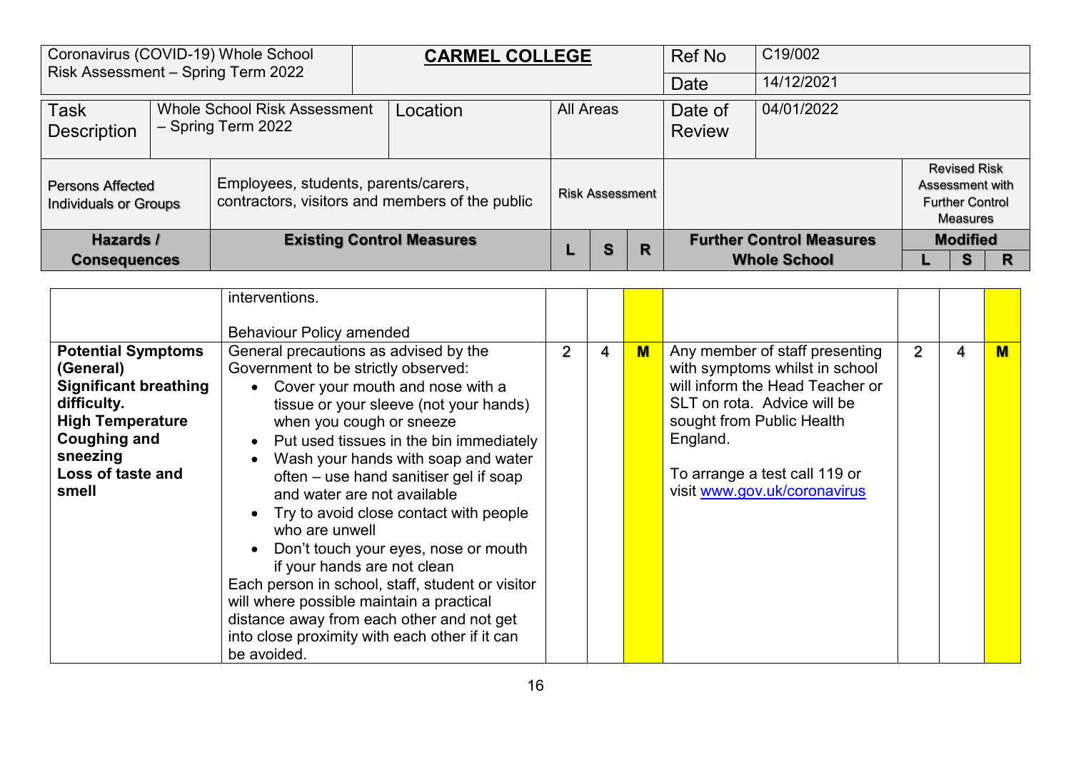| Coronavirus (COVID-19) Whole School Risk Assessment – Spring Term 2022 | **CARMEL COLLEGE** | Ref No | C19/002 |
|---|---|---|---|
| | | Date | 14/12/2021 |

| Task Description | Whole School Risk Assessment – Spring Term 2022 | Location | All Areas | Date of Review | 04/01/2022 |
|---|---|---|---|---|---|

| Persons Affected Individuals or Groups | Employees, students, parents/carers, contractors, visitors and members of the public | Risk Assessment | | | | Revised Risk Assessment with Further Control Measures | | |
|---|---|---|---|---|---|---|---|---|
| **Hazards / Consequences** | **Existing Control Measures** | **L** | **S** | **R** | **Further Control Measures Whole School** | **Modified L** | **Modified S** | **Modified R** |
| | interventions.<br><br>Behaviour Policy amended | | | | | | | |
| **Potential Symptoms (General)**<br>**Significant breathing difficulty.**<br>**High Temperature**<br>**Coughing and sneezing**<br>**Loss of taste and smell** | General precautions as advised by the Government to be strictly observed:<br>• Cover your mouth and nose with a tissue or your sleeve (not your hands) when you cough or sneeze<br>• Put used tissues in the bin immediately<br>• Wash your hands with soap and water often – use hand sanitiser gel if soap and water are not available<br>• Try to avoid close contact with people who are unwell<br>• Don't touch your eyes, nose or mouth if your hands are not clean<br>Each person in school, staff, student or visitor will where possible maintain a practical distance away from each other and not get into close proximity with each other if it can be avoided. | 2 | 4 | **M** | Any member of staff presenting with symptoms whilst in school will inform the Head Teacher or SLT on rota. Advice will be sought from Public Health England.<br><br>To arrange a test call 119 or visit [www.gov.uk/coronavirus](http://www.gov.uk/coronavirus) | 2 | 4 | **M** |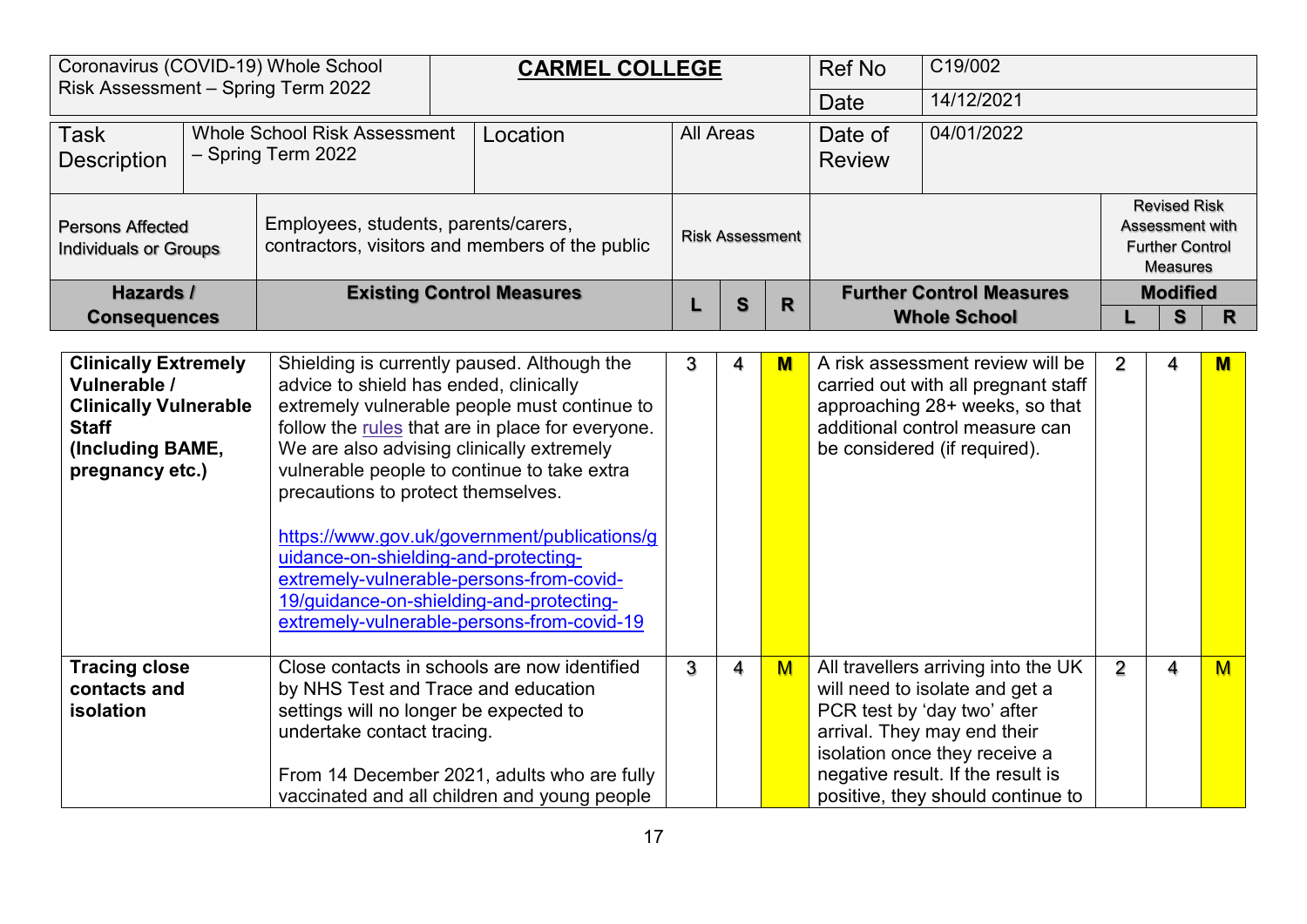| Coronavirus (COVID-19) Whole School Risk Assessment – Spring Term 2022 | | **CARMEL COLLEGE** | | | | Ref No | C19/002 | | | |
|---|---|---|---|---|---|---|---|---|---|---|
| | | | | | | Date | 14/12/2021 | | | |
| Task Description | Whole School Risk Assessment – Spring Term 2022 | Location | All Areas | | | Date of Review | 04/01/2022 | | | |
| Persons Affected Individuals or Groups | Employees, students, parents/carers, contractors, visitors and members of the public | | Risk Assessment | | | | | Revised Risk Assessment with Further Control Measures | | |
| **Hazards / Consequences** | **Existing Control Measures** | | **L** | **S** | **R** | **Further Control Measures Whole School** | | **Modified** | | |
| | | | | | | | | **L** | **S** | **R** |
| **Clinically Extremely Vulnerable / Clinically Vulnerable Staff (Including BAME, pregnancy etc.)** | Shielding is currently paused. Although the advice to shield has ended, clinically extremely vulnerable people must continue to follow the rules that are in place for everyone. We are also advising clinically extremely vulnerable people to continue to take extra precautions to protect themselves.<br><br>https://www.gov.uk/government/publications/guidance-on-shielding-and-protecting-extremely-vulnerable-persons-from-covid-19/guidance-on-shielding-and-protecting-extremely-vulnerable-persons-from-covid-19 | | 3 | 4 | M | A risk assessment review will be carried out with all pregnant staff approaching 28+ weeks, so that additional control measure can be considered (if required). | | 2 | 4 | M |
| **Tracing close contacts and isolation** | Close contacts in schools are now identified by NHS Test and Trace and education settings will no longer be expected to undertake contact tracing.<br><br>From 14 December 2021, adults who are fully vaccinated and all children and young people | | 3 | 4 | M | All travellers arriving into the UK will need to isolate and get a PCR test by 'day two' after arrival. They may end their isolation once they receive a negative result. If the result is positive, they should continue to | | 2 | 4 | M |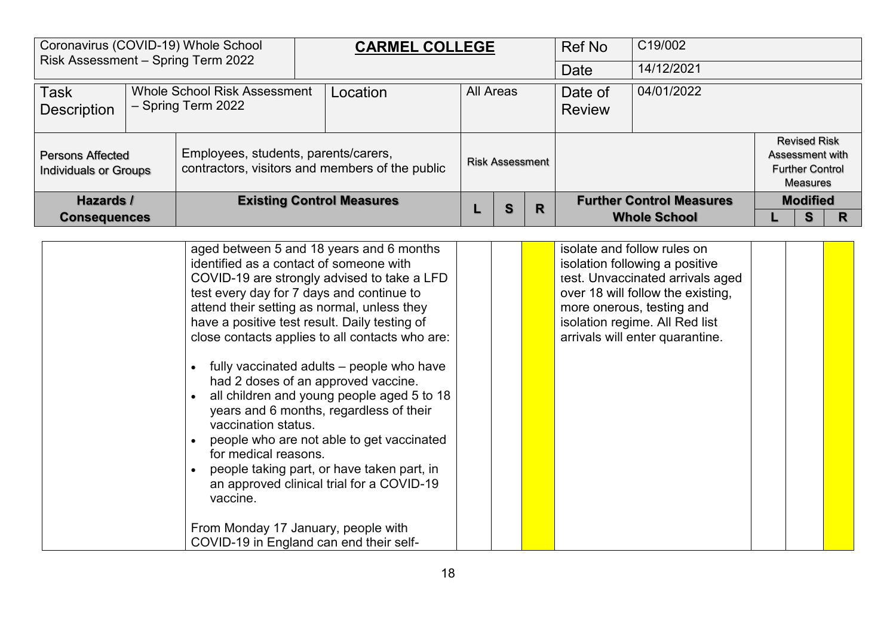| Coronavirus (COVID-19) Whole School Risk Assessment – Spring Term 2022 | | **CARMEL COLLEGE** | | | | | Ref No | C19/002 | | | |
|---|---|---|---|---|---|---|---|---|---|---|---|
| | | | | | | | Date | 14/12/2021 | | | |
| Task Description | Whole School Risk Assessment – Spring Term 2022 | Location | All Areas | | | | Date of Review | 04/01/2022 | | | |
| Persons Affected Individuals or Groups | Employees, students, parents/carers, contractors, visitors and members of the public | | Risk Assessment | | | | | | Revised Risk Assessment with Further Control Measures | | |
| **Hazards / Consequences** | **Existing Control Measures** | | **L** | **S** | **R** | | **Further Control Measures Whole School** | | **Modified L** | **S** | **R** |
| | aged between 5 and 18 years and 6 months identified as a contact of someone with COVID-19 are strongly advised to take a LFD test every day for 7 days and continue to attend their setting as normal, unless they have a positive test result. Daily testing of close contacts applies to all contacts who are:<br><br>• fully vaccinated adults – people who have had 2 doses of an approved vaccine.<br>• all children and young people aged 5 to 18 years and 6 months, regardless of their vaccination status.<br>• people who are not able to get vaccinated for medical reasons.<br>• people taking part, or have taken part, in an approved clinical trial for a COVID-19 vaccine.<br><br>From Monday 17 January, people with COVID-19 in England can end their self- | | | | | | isolate and follow rules on isolation following a positive test. Unvaccinated arrivals aged over 18 will follow the existing, more onerous, testing and isolation regime. All Red list arrivals will enter quarantine. | | | | |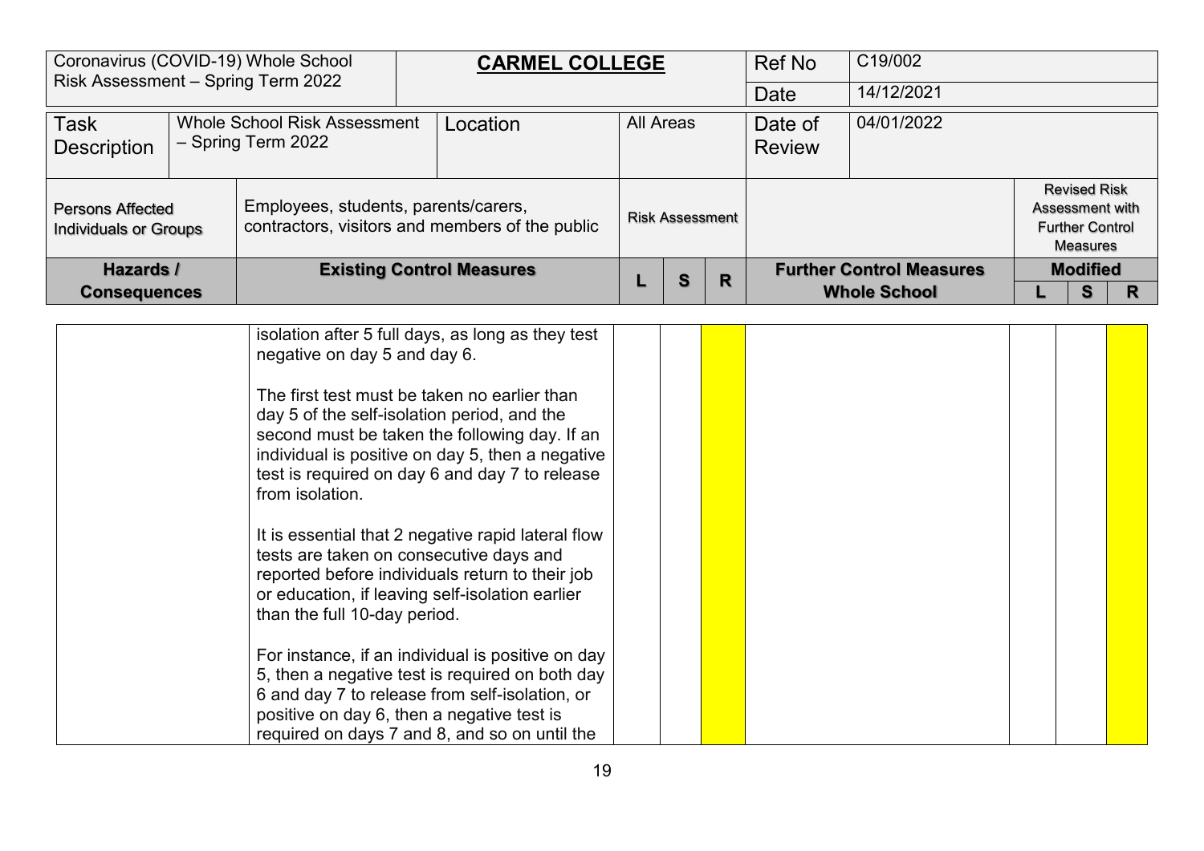| Coronavirus (COVID-19) Whole School Risk Assessment – Spring Term 2022 | | **CARMEL COLLEGE** | | | | | Ref No | C19/002 | | | |
|---|---|---|---|---|---|---|---|---|---|---|---|
| | | | | | | | Date | 14/12/2021 | | | |
| Task Description | Whole School Risk Assessment – Spring Term 2022 | Location | All Areas | | | | Date of Review | 04/01/2022 | | | |
| Persons Affected Individuals or Groups | Employees, students, parents/carers, contractors, visitors and members of the public | | Risk Assessment | | | | | | Revised Risk Assessment with Further Control Measures | | |
| **Hazards / Consequences** | **Existing Control Measures** | | **L** | **S** | **R** | | **Further Control Measures Whole School** | | **Modified** | | |
| | | | | | | | | | **L** | **S** | **R** |
| | isolation after 5 full days, as long as they test negative on day 5 and day 6.<br><br>The first test must be taken no earlier than day 5 of the self-isolation period, and the second must be taken the following day. If an individual is positive on day 5, then a negative test is required on day 6 and day 7 to release from isolation.<br><br>It is essential that 2 negative rapid lateral flow tests are taken on consecutive days and reported before individuals return to their job or education, if leaving self-isolation earlier than the full 10-day period.<br><br>For instance, if an individual is positive on day 5, then a negative test is required on both day 6 and day 7 to release from self-isolation, or positive on day 6, then a negative test is required on days 7 and 8, and so on until the | | | | | | | | | | |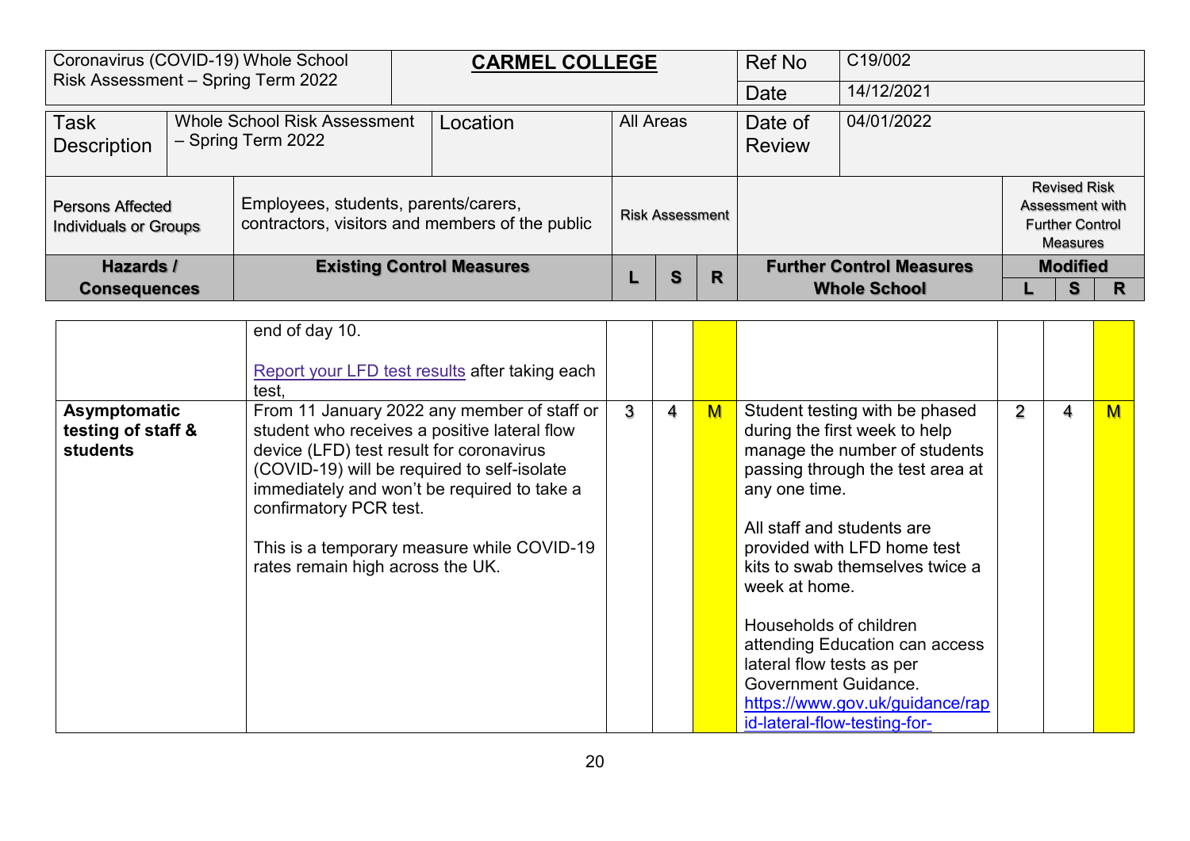| Coronavirus (COVID-19) Whole School Risk Assessment – Spring Term 2022 | | **CARMEL COLLEGE** | | | | Ref No | C19/002 | | | |
|---|---|---|---|---|---|---|---|---|---|---|
| | | | | | | Date | 14/12/2021 | | | |
| Task Description | Whole School Risk Assessment – Spring Term 2022 | Location | All Areas | | | Date of Review | 04/01/2022 | | | |
| Persons Affected Individuals or Groups | Employees, students, parents/carers, contractors, visitors and members of the public | | Risk Assessment | | | | | Revised Risk Assessment with Further Control Measures | | |
| **Hazards / Consequences** | **Existing Control Measures** | | **L** | **S** | **R** | **Further Control Measures Whole School** | | **Modified L** | **S** | **R** |
| | end of day 10.<br><br>Report your LFD test results after taking each test, | | | | | | | | | |
| **Asymptomatic testing of staff & students** | From 11 January 2022 any member of staff or student who receives a positive lateral flow device (LFD) test result for coronavirus (COVID-19) will be required to self-isolate immediately and won't be required to take a confirmatory PCR test.<br><br>This is a temporary measure while COVID-19 rates remain high across the UK. | | 3 | 4 | M | Student testing with be phased during the first week to help manage the number of students passing through the test area at any one time.<br><br>All staff and students are provided with LFD home test kits to swab themselves twice a week at home.<br><br>Households of children attending Education can access lateral flow tests as per Government Guidance. https://www.gov.uk/guidance/rapid-lateral-flow-testing-for- | | 2 | 4 | M |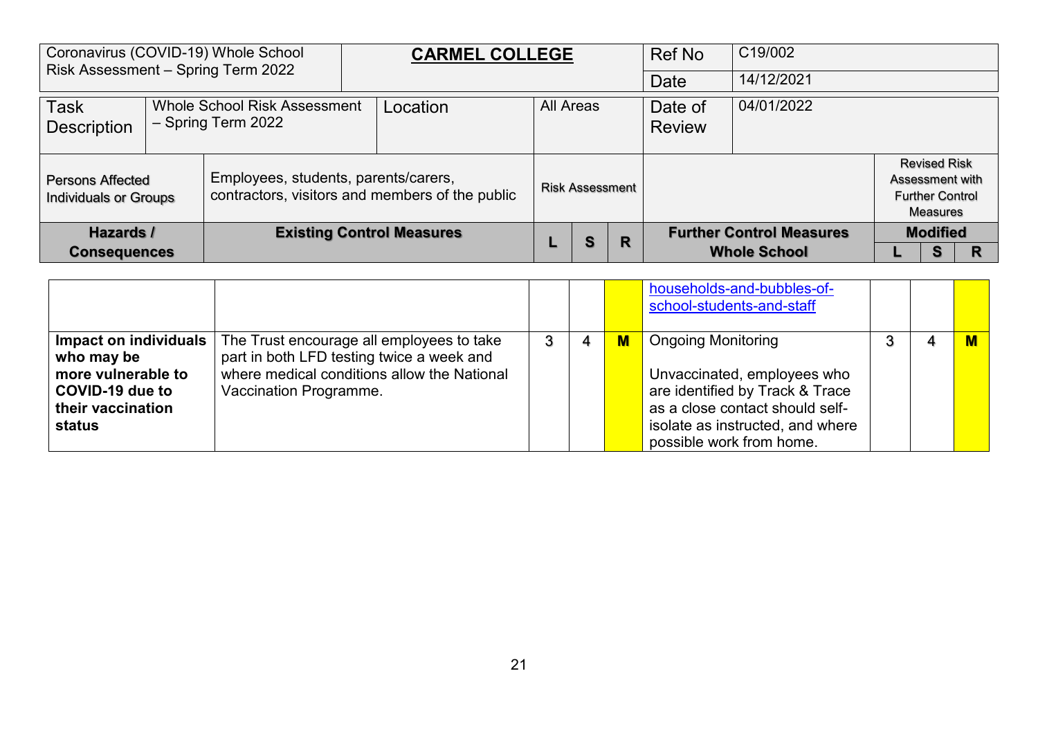| Coronavirus (COVID-19) Whole School Risk Assessment – Spring Term 2022 | | **CARMEL COLLEGE** | | | | Ref No | C19/002 | | |
|---|---|---|---|---|---|---|---|---|---|
| | | | | | | Date | 14/12/2021 | | |
| Task Description | Whole School Risk Assessment – Spring Term 2022 | Location | All Areas | | | Date of Review | 04/01/2022 | | |
| Persons Affected Individuals or Groups | Employees, students, parents/carers, contractors, visitors and members of the public | | Risk Assessment | | | | Revised Risk Assessment with Further Control Measures | | |
| **Hazards / Consequences** | **Existing Control Measures** | | **L** | **S** | **R** | **Further Control Measures Whole School** | **Modified L** | **S** | **R** |

| Hazards / Consequences | Existing Control Measures | L | S | R | Further Control Measures Whole School | L | S | R |
|---|---|---|---|---|---|---|---|---|
| | | | | | households-and-bubbles-of-school-students-and-staff | | | |
| **Impact on individuals who may be more vulnerable to COVID-19 due to their vaccination status** | The Trust encourage all employees to take part in both LFD testing twice a week and where medical conditions allow the National Vaccination Programme. | 3 | 4 | **M** | Ongoing Monitoring<br><br>Unvaccinated, employees who are identified by Track & Trace as a close contact should self-isolate as instructed, and where possible work from home. | 3 | 4 | **M** |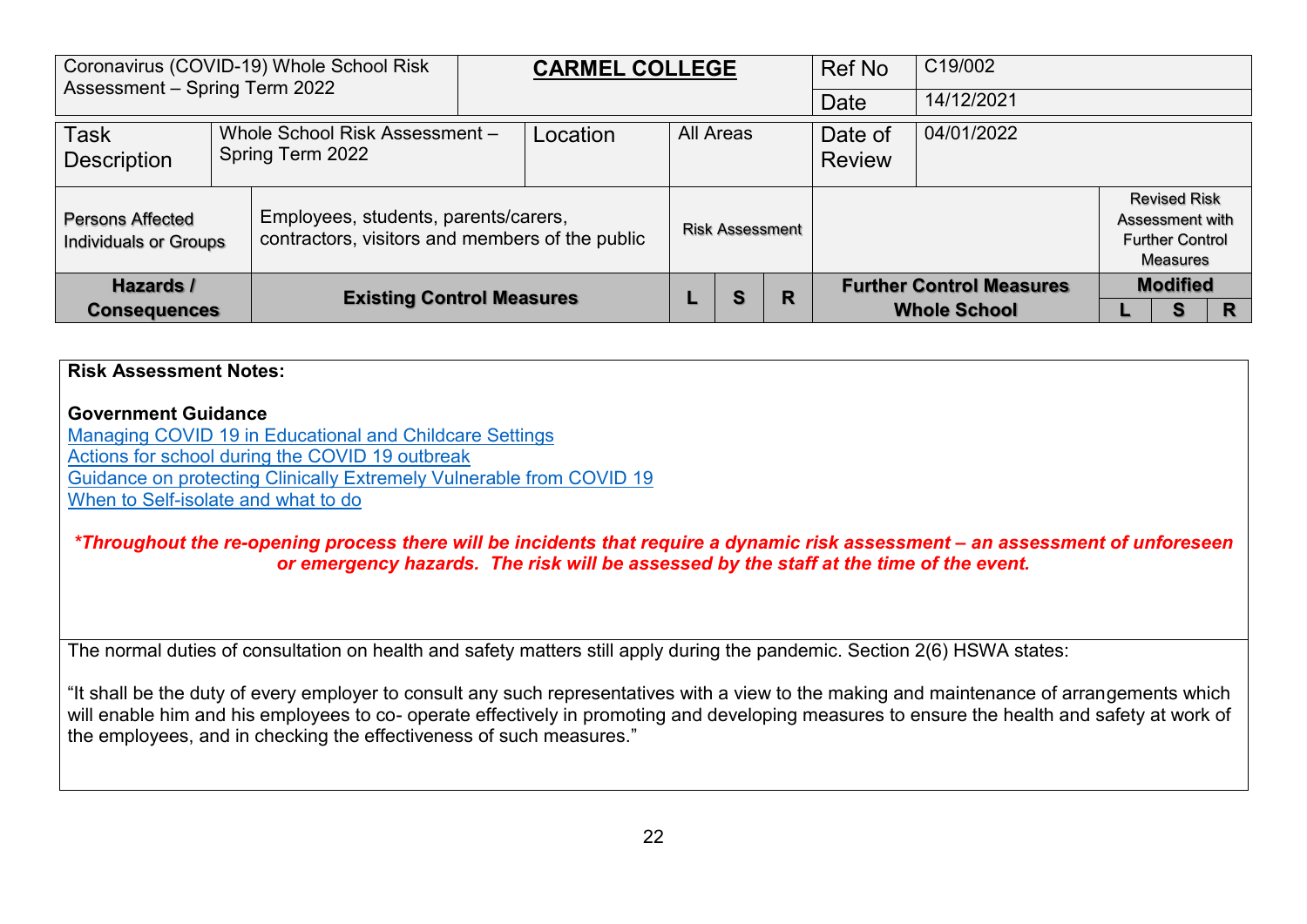| Coronavirus (COVID-19) Whole School Risk Assessment – Spring Term 2022 | | **CARMEL COLLEGE** | | | | | Ref No | C19/002 | | | |
|---|---|---|---|---|---|---|---|---|---|---|---|
| | | | | | | | Date | 14/12/2021 | | | |
| Task Description | Whole School Risk Assessment – Spring Term 2022 | | Location | All Areas | | | Date of Review | 04/01/2022 | | | |
| Persons Affected Individuals or Groups | Employees, students, parents/carers, contractors, visitors and members of the public | | | Risk Assessment | | | | | Revised Risk Assessment with Further Control Measures | | |
| **Hazards / Consequences** | **Existing Control Measures** | | | **L** | **S** | **R** | **Further Control Measures Whole School** | | **Modified** | | |
| | | | | | | | | | **L** | **S** | **R** |

**Risk Assessment Notes:**

**Government Guidance**

[Managing COVID 19 in Educational and Childcare Settings]

[Actions for school during the COVID 19 outbreak]

[Guidance on protecting Clinically Extremely Vulnerable from COVID 19]

[When to Self-isolate and what to do]

***Throughout the re-opening process there will be incidents that require a dynamic risk assessment – an assessment of unforeseen or emergency hazards. The risk will be assessed by the staff at the time of the event.***

The normal duties of consultation on health and safety matters still apply during the pandemic. Section 2(6) HSWA states:

"It shall be the duty of every employer to consult any such representatives with a view to the making and maintenance of arrangements which will enable him and his employees to co- operate effectively in promoting and developing measures to ensure the health and safety at work of the employees, and in checking the effectiveness of such measures."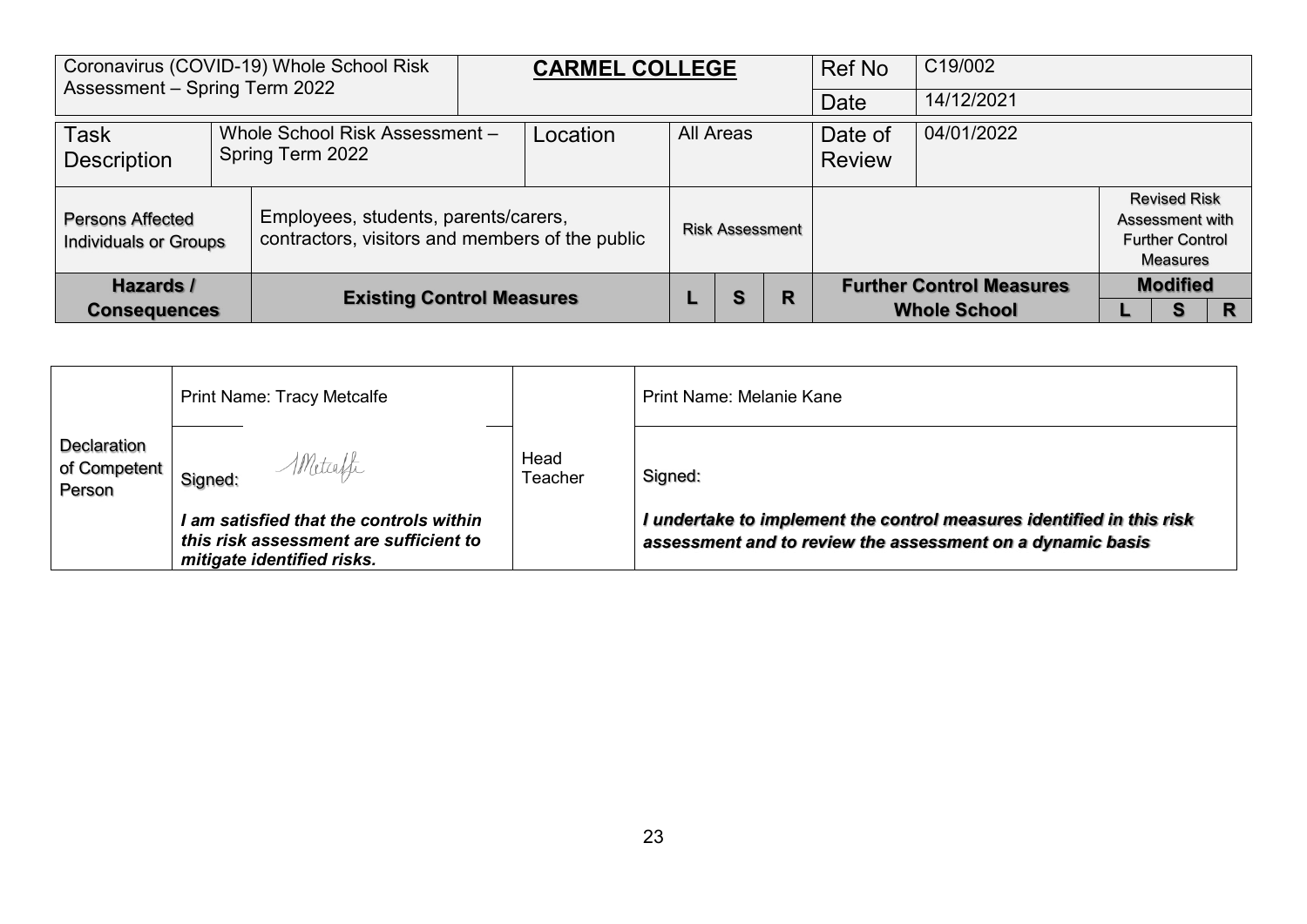| Coronavirus (COVID-19) Whole School Risk Assessment – Spring Term 2022 | | **CARMEL COLLEGE** | | | | | Ref No | C19/002 | | | |
|---|---|---|---|---|---|---|---|---|---|---|---|
| | | | | | | | Date | 14/12/2021 | | | |
| Task Description | Whole School Risk Assessment – Spring Term 2022 | | Location | All Areas | | | Date of Review | 04/01/2022 | | | |
| Persons Affected Individuals or Groups | Employees, students, parents/carers, contractors, visitors and members of the public | | | Risk Assessment | | | | | Revised Risk Assessment with Further Control Measures | | |
| **Hazards / Consequences** | **Existing Control Measures** | | | **L** | **S** | **R** | **Further Control Measures Whole School** | | **Modified** | | |
| | | | | | | | | | **L** | **S** | **R** |

| Declaration of Competent Person | Print Name: Tracy Metcalfe | Head Teacher | Print Name: Melanie Kane |
|---|---|---|---|
| | Signed: TMetcalfe<br><br>***I am satisfied that the controls within this risk assessment are sufficient to mitigate identified risks.*** | | Signed:<br><br>***I undertake to implement the control measures identified in this risk assessment and to review the assessment on a dynamic basis*** |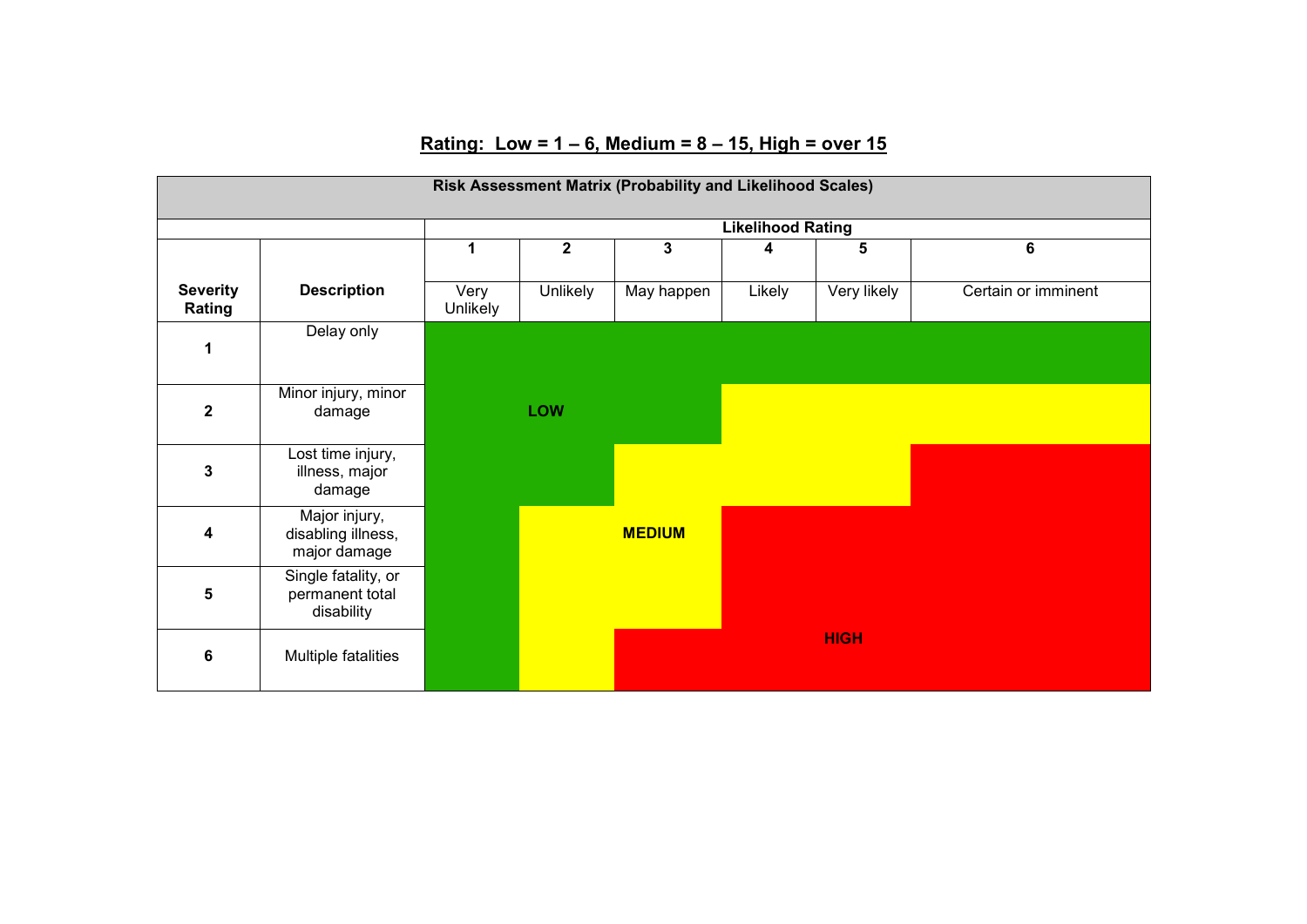**<u>Rating: Low = 1 – 6, Medium = 8 – 15, High = over 15</u>**

| Risk Assessment Matrix (Probability and Likelihood Scales) | | | | | | | |
|---|---|---|---|---|---|---|---|
| | | **Likelihood Rating** | | | | | |
| | | **1** | **2** | **3** | **4** | **5** | **6** |
| **Severity Rating** | **Description** | Very Unlikely | Unlikely | May happen | Likely | Very likely | Certain or imminent |
| **1** | Delay only | LOW | LOW | LOW | LOW | LOW | LOW |
| **2** | Minor injury, minor damage | LOW | LOW | LOW | MEDIUM | MEDIUM | MEDIUM |
| **3** | Lost time injury, illness, major damage | LOW | LOW | MEDIUM | MEDIUM | MEDIUM | HIGH |
| **4** | Major injury, disabling illness, major damage | LOW | MEDIUM | MEDIUM | HIGH | HIGH | HIGH |
| **5** | Single fatality, or permanent total disability | LOW | MEDIUM | MEDIUM | HIGH | HIGH | HIGH |
| **6** | Multiple fatalities | LOW | MEDIUM | HIGH | HIGH | HIGH | HIGH |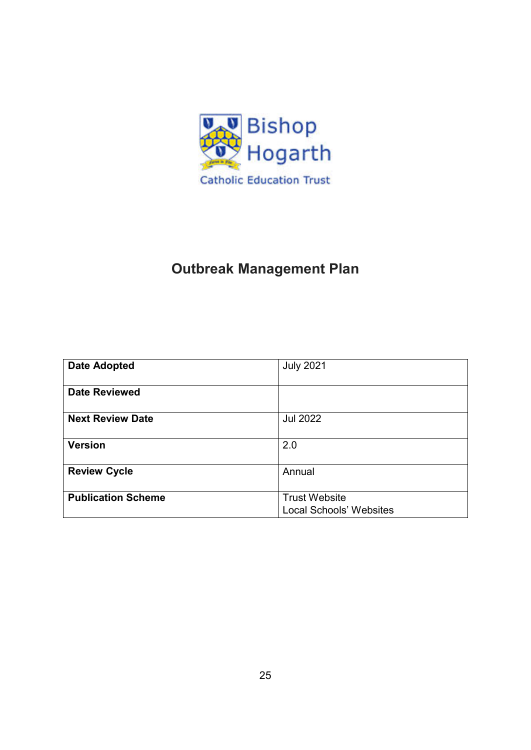Bishop Hogarth

Catholic Education Trust

# Outbreak Management Plan

| Date Adopted | July 2021 |
|---|---|
| Date Reviewed | |
| Next Review Date | Jul 2022 |
| Version | 2.0 |
| Review Cycle | Annual |
| Publication Scheme | Trust Website<br>Local Schools' Websites |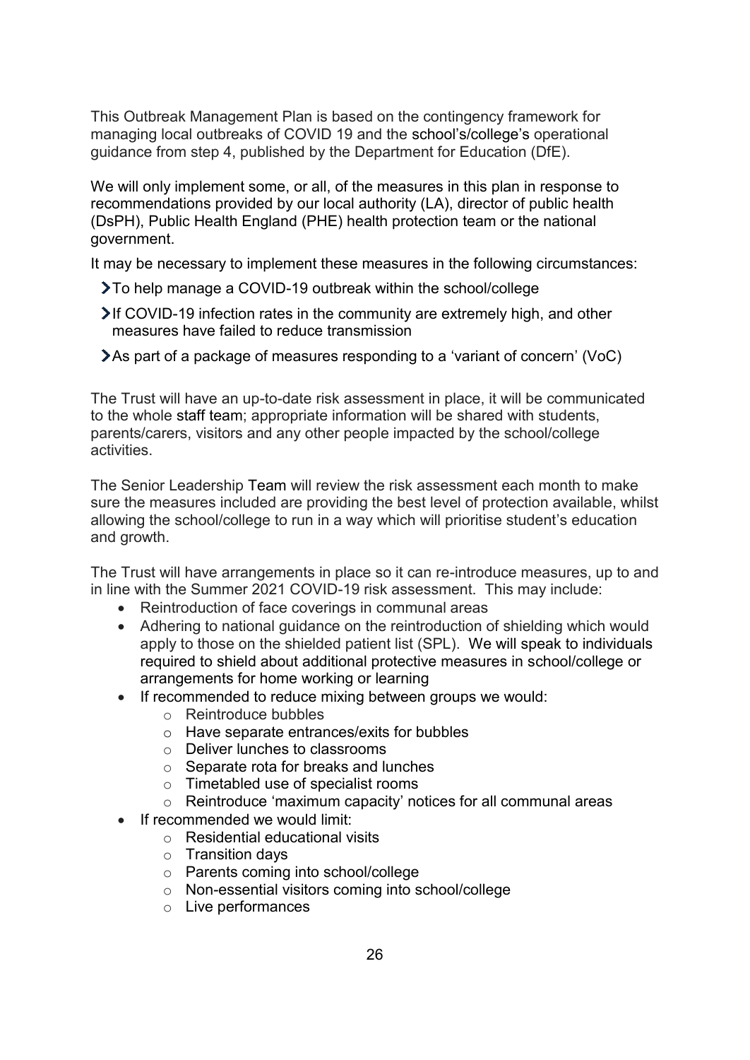This Outbreak Management Plan is based on the contingency framework for managing local outbreaks of COVID 19 and the school's/college's operational guidance from step 4, published by the Department for Education (DfE).

We will only implement some, or all, of the measures in this plan in response to recommendations provided by our local authority (LA), director of public health (DsPH), Public Health England (PHE) health protection team or the national government.

It may be necessary to implement these measures in the following circumstances:

- To help manage a COVID-19 outbreak within the school/college
- If COVID-19 infection rates in the community are extremely high, and other measures have failed to reduce transmission
- As part of a package of measures responding to a 'variant of concern' (VoC)

The Trust will have an up-to-date risk assessment in place, it will be communicated to the whole staff team; appropriate information will be shared with students, parents/carers, visitors and any other people impacted by the school/college activities.

The Senior Leadership Team will review the risk assessment each month to make sure the measures included are providing the best level of protection available, whilst allowing the school/college to run in a way which will prioritise student's education and growth.

The Trust will have arrangements in place so it can re-introduce measures, up to and in line with the Summer 2021 COVID-19 risk assessment. This may include:

- Reintroduction of face coverings in communal areas
- Adhering to national guidance on the reintroduction of shielding which would apply to those on the shielded patient list (SPL). We will speak to individuals required to shield about additional protective measures in school/college or arrangements for home working or learning
- If recommended to reduce mixing between groups we would:
  - Reintroduce bubbles
  - Have separate entrances/exits for bubbles
  - Deliver lunches to classrooms
  - Separate rota for breaks and lunches
  - Timetabled use of specialist rooms
  - Reintroduce 'maximum capacity' notices for all communal areas
- If recommended we would limit:
  - Residential educational visits
  - Transition days
  - Parents coming into school/college
  - Non-essential visitors coming into school/college
  - Live performances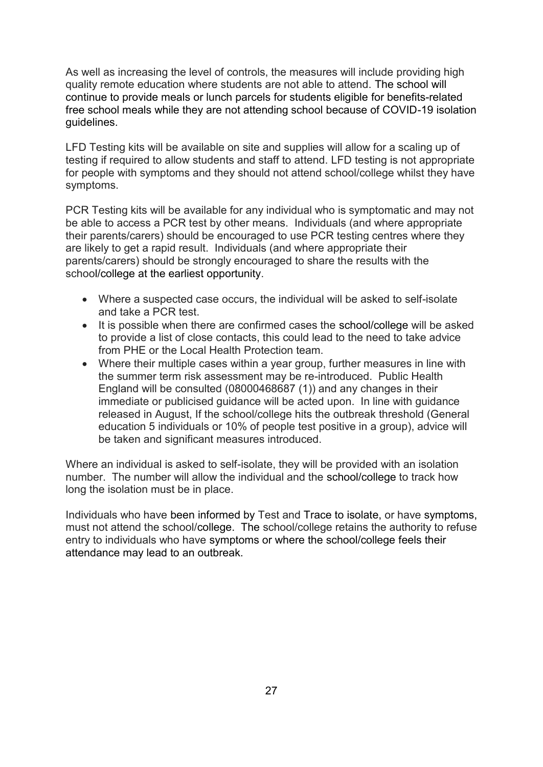As well as increasing the level of controls, the measures will include providing high quality remote education where students are not able to attend. The school will continue to provide meals or lunch parcels for students eligible for benefits-related free school meals while they are not attending school because of COVID-19 isolation guidelines.

LFD Testing kits will be available on site and supplies will allow for a scaling up of testing if required to allow students and staff to attend. LFD testing is not appropriate for people with symptoms and they should not attend school/college whilst they have symptoms.

PCR Testing kits will be available for any individual who is symptomatic and may not be able to access a PCR test by other means. Individuals (and where appropriate their parents/carers) should be encouraged to use PCR testing centres where they are likely to get a rapid result. Individuals (and where appropriate their parents/carers) should be strongly encouraged to share the results with the school/college at the earliest opportunity.

- Where a suspected case occurs, the individual will be asked to self-isolate and take a PCR test.
- It is possible when there are confirmed cases the school/college will be asked to provide a list of close contacts, this could lead to the need to take advice from PHE or the Local Health Protection team.
- Where their multiple cases within a year group, further measures in line with the summer term risk assessment may be re-introduced. Public Health England will be consulted (08000468687 (1)) and any changes in their immediate or publicised guidance will be acted upon. In line with guidance released in August, If the school/college hits the outbreak threshold (General education 5 individuals or 10% of people test positive in a group), advice will be taken and significant measures introduced.

Where an individual is asked to self-isolate, they will be provided with an isolation number. The number will allow the individual and the school/college to track how long the isolation must be in place.

Individuals who have been informed by Test and Trace to isolate, or have symptoms, must not attend the school/college. The school/college retains the authority to refuse entry to individuals who have symptoms or where the school/college feels their attendance may lead to an outbreak.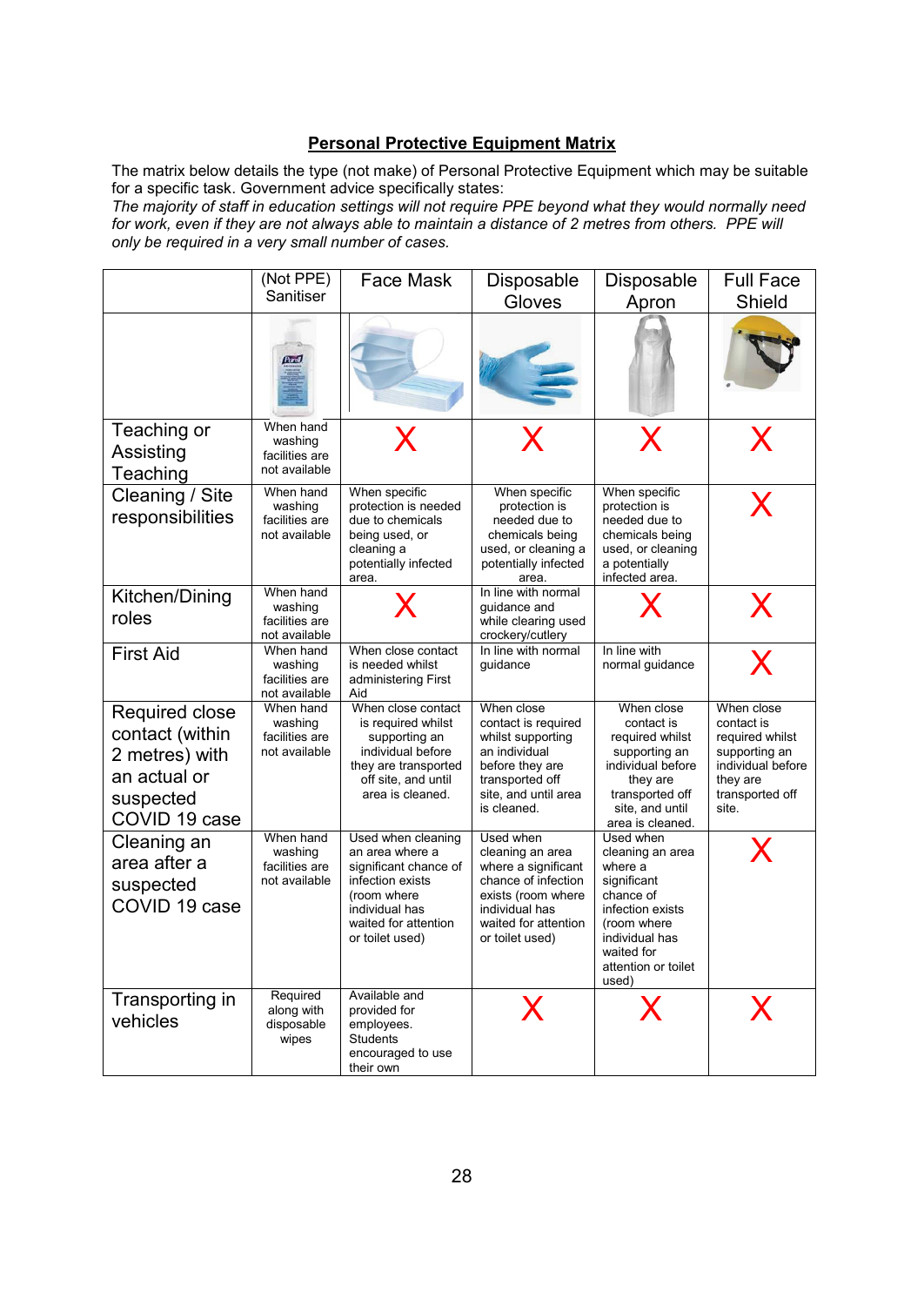**Personal Protective Equipment Matrix**

The matrix below details the type (not make) of Personal Protective Equipment which may be suitable for a specific task. Government advice specifically states:
*The majority of staff in education settings will not require PPE beyond what they would normally need for work, even if they are not always able to maintain a distance of 2 metres from others. PPE will only be required in a very small number of cases.*

| | (Not PPE) Sanitiser | Face Mask | Disposable Gloves | Disposable Apron | Full Face Shield |
|---|---|---|---|---|---|
| | | | | | |
| Teaching or Assisting Teaching | When hand washing facilities are not available | X | X | X | X |
| Cleaning / Site responsibilities | When hand washing facilities are not available | When specific protection is needed due to chemicals being used, or cleaning a potentially infected area. | When specific protection is needed due to chemicals being used, or cleaning a potentially infected area. | When specific protection is needed due to chemicals being used, or cleaning a potentially infected area. | X |
| Kitchen/Dining roles | When hand washing facilities are not available | X | In line with normal guidance and while clearing used crockery/cutlery | X | X |
| First Aid | When hand washing facilities are not available | When close contact is needed whilst administering First Aid | In line with normal guidance | In line with normal guidance | X |
| Required close contact (within 2 metres) with an actual or suspected COVID 19 case | When hand washing facilities are not available | When close contact is required whilst supporting an individual before they are transported off site, and until area is cleaned. | When close contact is required whilst supporting an individual before they are transported off site, and until area is cleaned. | When close contact is required whilst supporting an individual before they are transported off site, and until area is cleaned. | When close contact is required whilst supporting an individual before they are transported off site. |
| Cleaning an area after a suspected COVID 19 case | When hand washing facilities are not available | Used when cleaning an area where a significant chance of infection exists (room where individual has waited for attention or toilet used) | Used when cleaning an area where a significant chance of infection exists (room where individual has waited for attention or toilet used) | Used when cleaning an area where a significant chance of infection exists (room where individual has waited for attention or toilet used) | X |
| Transporting in vehicles | Required along with disposable wipes | Available and provided for employees. Students encouraged to use their own | X | X | X |